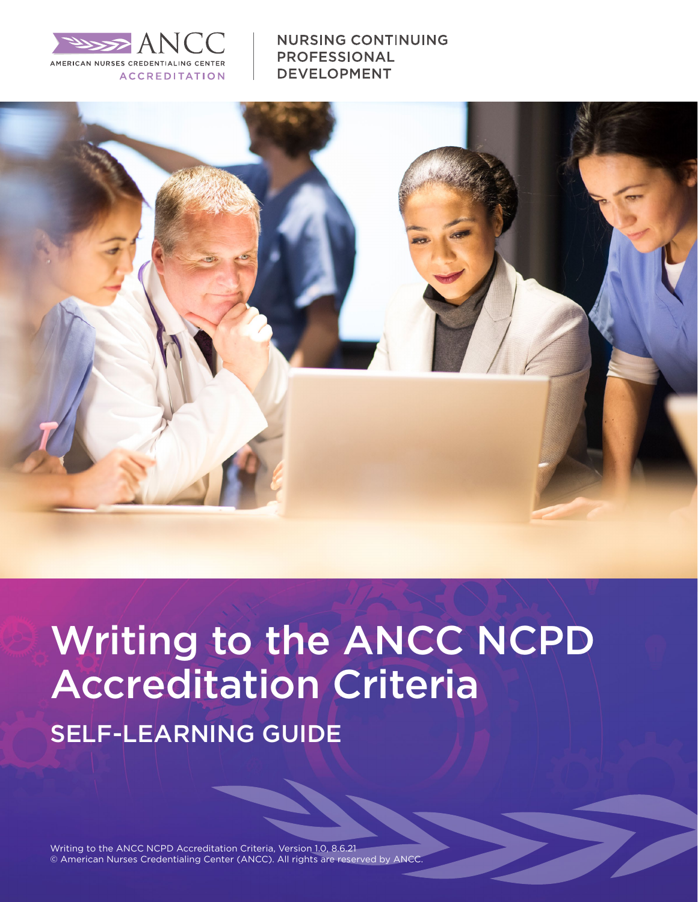ANCC

AMERICAN NURSES CREDENTIALING CENTER

ACCREDITATION

NURSING CONTINUING PROFESSIONAL DEVELOPMENT

# Writing to the ANCC NCPD Accreditation Criteria

## SELF-LEARNING GUIDE

Writing to the ANCC NCPD Accreditation Criteria, Version 1.0, 8.6.21
© American Nurses Credentialing Center (ANCC). All rights are reserved by ANCC.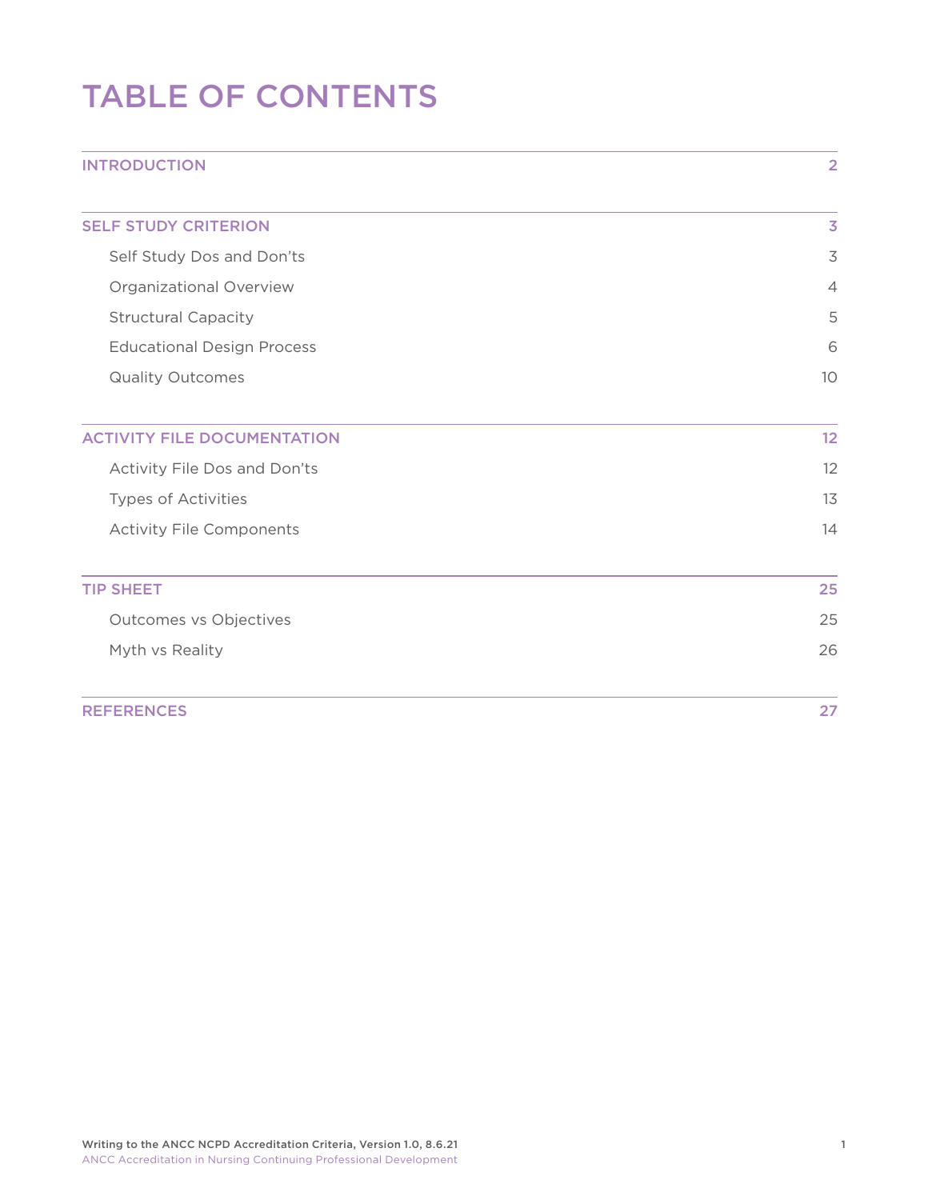# TABLE OF CONTENTS

| | |
|---|---|
| **INTRODUCTION** | **2** |
| **SELF STUDY CRITERION** | **3** |
| Self Study Dos and Don'ts | 3 |
| Organizational Overview | 4 |
| Structural Capacity | 5 |
| Educational Design Process | 6 |
| Quality Outcomes | 10 |
| **ACTIVITY FILE DOCUMENTATION** | **12** |
| Activity File Dos and Don'ts | 12 |
| Types of Activities | 13 |
| Activity File Components | 14 |
| **TIP SHEET** | **25** |
| Outcomes vs Objectives | 25 |
| Myth vs Reality | 26 |
| **REFERENCES** | **27** |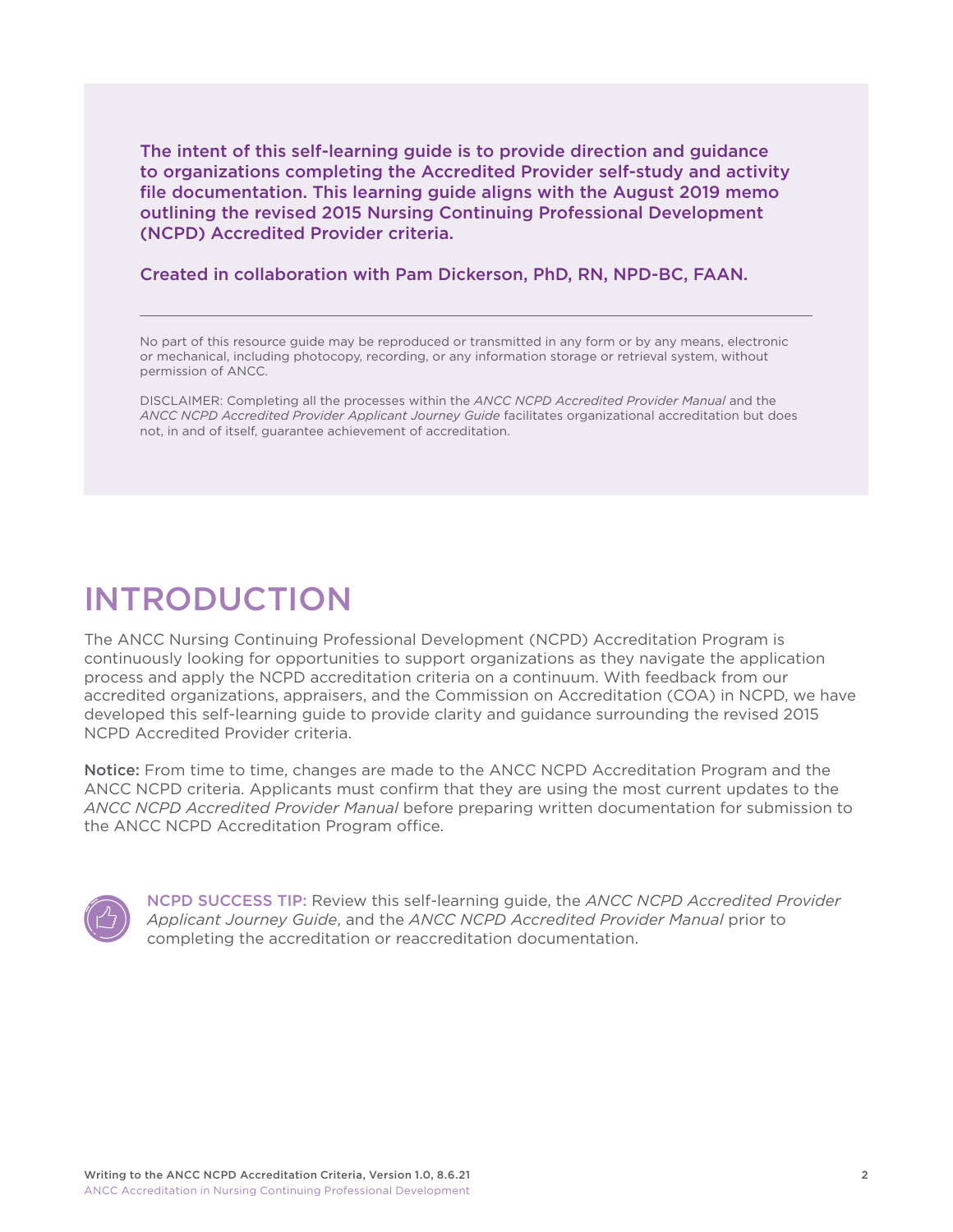**The intent of this self-learning guide is to provide direction and guidance to organizations completing the Accredited Provider self-study and activity file documentation. This learning guide aligns with the August 2019 memo outlining the revised 2015 Nursing Continuing Professional Development (NCPD) Accredited Provider criteria.**

**Created in collaboration with Pam Dickerson, PhD, RN, NPD-BC, FAAN.**

---

No part of this resource guide may be reproduced or transmitted in any form or by any means, electronic or mechanical, including photocopy, recording, or any information storage or retrieval system, without permission of ANCC.

DISCLAIMER: Completing all the processes within the *ANCC NCPD Accredited Provider Manual* and the *ANCC NCPD Accredited Provider Applicant Journey Guide* facilitates organizational accreditation but does not, in and of itself, guarantee achievement of accreditation.

# INTRODUCTION

The ANCC Nursing Continuing Professional Development (NCPD) Accreditation Program is continuously looking for opportunities to support organizations as they navigate the application process and apply the NCPD accreditation criteria on a continuum. With feedback from our accredited organizations, appraisers, and the Commission on Accreditation (COA) in NCPD, we have developed this self-learning guide to provide clarity and guidance surrounding the revised 2015 NCPD Accredited Provider criteria.

**Notice:** From time to time, changes are made to the ANCC NCPD Accreditation Program and the ANCC NCPD criteria. Applicants must confirm that they are using the most current updates to the *ANCC NCPD Accredited Provider Manual* before preparing written documentation for submission to the ANCC NCPD Accreditation Program office.

NCPD SUCCESS TIP: Review this self-learning guide, the *ANCC NCPD Accredited Provider Applicant Journey Guide*, and the *ANCC NCPD Accredited Provider Manual* prior to completing the accreditation or reaccreditation documentation.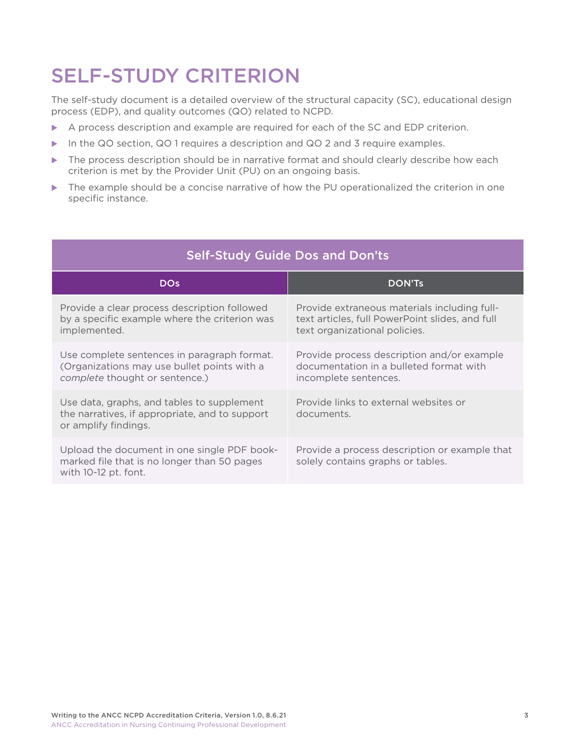# SELF-STUDY CRITERION

The self-study document is a detailed overview of the structural capacity (SC), educational design process (EDP), and quality outcomes (QO) related to NCPD.

- A process description and example are required for each of the SC and EDP criterion.
- In the QO section, QO 1 requires a description and QO 2 and 3 require examples.
- The process description should be in narrative format and should clearly describe how each criterion is met by the Provider Unit (PU) on an ongoing basis.
- The example should be a concise narrative of how the PU operationalized the criterion in one specific instance.

| Self-Study Guide Dos and Don'ts | |
|---|---|
| **DOs** | **DON'Ts** |
| Provide a clear process description followed by a specific example where the criterion was implemented. | Provide extraneous materials including full-text articles, full PowerPoint slides, and full text organizational policies. |
| Use complete sentences in paragraph format. (Organizations may use bullet points with a *complete* thought or sentence.) | Provide process description and/or example documentation in a bulleted format with incomplete sentences. |
| Use data, graphs, and tables to supplement the narratives, if appropriate, and to support or amplify findings. | Provide links to external websites or documents. |
| Upload the document in one single PDF book-marked file that is no longer than 50 pages with 10-12 pt. font. | Provide a process description or example that solely contains graphs or tables. |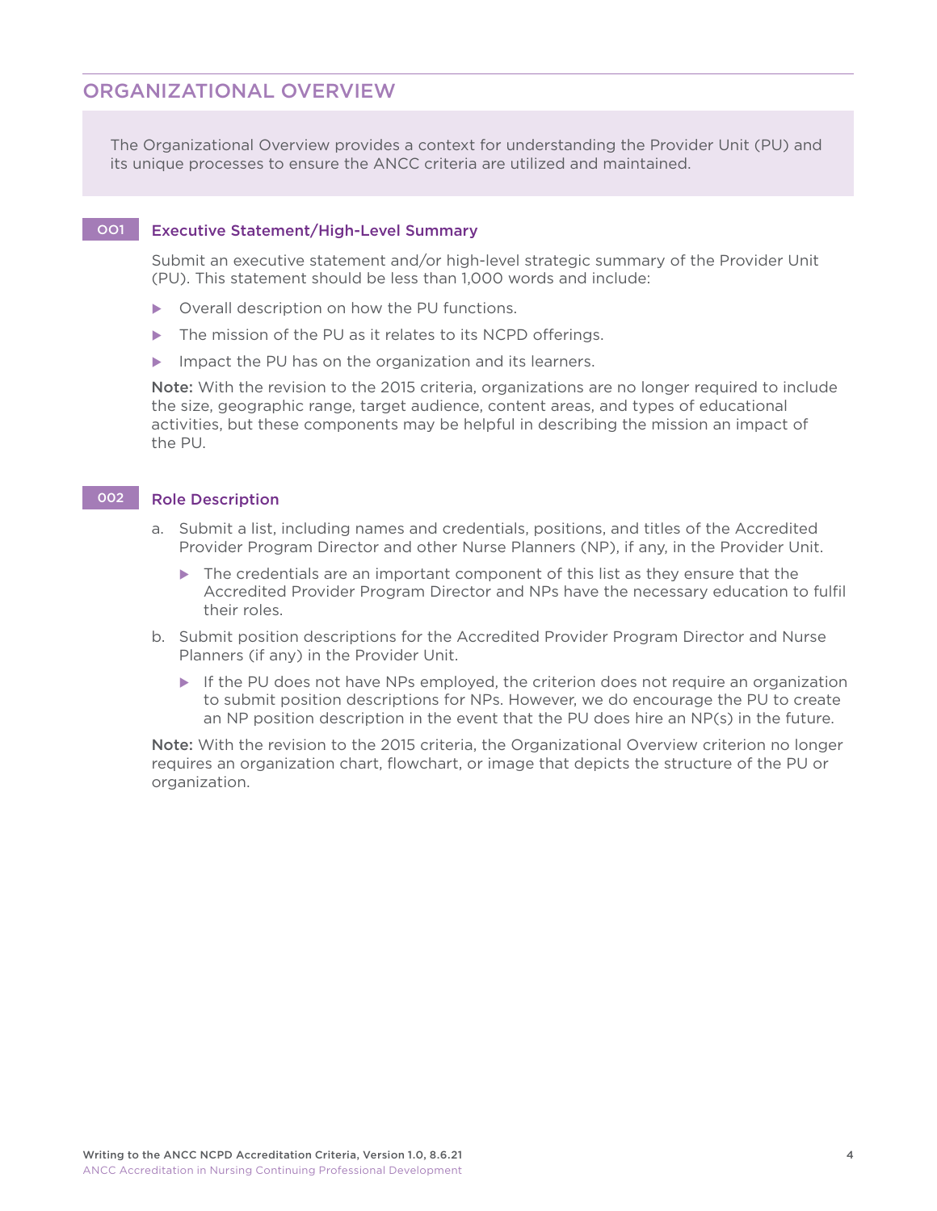## ORGANIZATIONAL OVERVIEW

The Organizational Overview provides a context for understanding the Provider Unit (PU) and its unique processes to ensure the ANCC criteria are utilized and maintained.

### OO1 Executive Statement/High-Level Summary

Submit an executive statement and/or high-level strategic summary of the Provider Unit (PU). This statement should be less than 1,000 words and include:

- Overall description on how the PU functions.
- The mission of the PU as it relates to its NCPD offerings.
- Impact the PU has on the organization and its learners.

**Note:** With the revision to the 2015 criteria, organizations are no longer required to include the size, geographic range, target audience, content areas, and types of educational activities, but these components may be helpful in describing the mission an impact of the PU.

### OO2 Role Description

a. Submit a list, including names and credentials, positions, and titles of the Accredited Provider Program Director and other Nurse Planners (NP), if any, in the Provider Unit.
   - The credentials are an important component of this list as they ensure that the Accredited Provider Program Director and NPs have the necessary education to fulfil their roles.

b. Submit position descriptions for the Accredited Provider Program Director and Nurse Planners (if any) in the Provider Unit.
   - If the PU does not have NPs employed, the criterion does not require an organization to submit position descriptions for NPs. However, we do encourage the PU to create an NP position description in the event that the PU does hire an NP(s) in the future.

**Note:** With the revision to the 2015 criteria, the Organizational Overview criterion no longer requires an organization chart, flowchart, or image that depicts the structure of the PU or organization.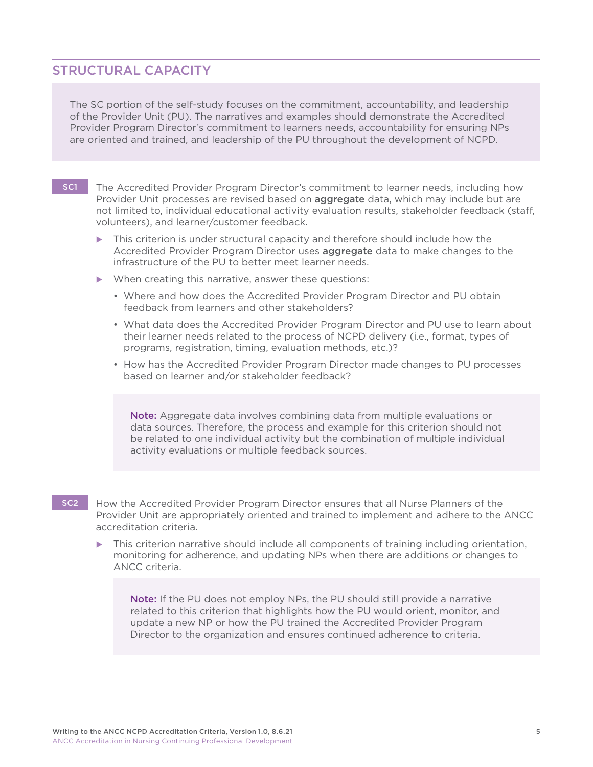## STRUCTURAL CAPACITY

The SC portion of the self-study focuses on the commitment, accountability, and leadership of the Provider Unit (PU). The narratives and examples should demonstrate the Accredited Provider Program Director's commitment to learners needs, accountability for ensuring NPs are oriented and trained, and leadership of the PU throughout the development of NCPD.

**SC1** The Accredited Provider Program Director's commitment to learner needs, including how Provider Unit processes are revised based on **aggregate** data, which may include but are not limited to, individual educational activity evaluation results, stakeholder feedback (staff, volunteers), and learner/customer feedback.

- This criterion is under structural capacity and therefore should include how the Accredited Provider Program Director uses **aggregate** data to make changes to the infrastructure of the PU to better meet learner needs.
- When creating this narrative, answer these questions:
  - Where and how does the Accredited Provider Program Director and PU obtain feedback from learners and other stakeholders?
  - What data does the Accredited Provider Program Director and PU use to learn about their learner needs related to the process of NCPD delivery (i.e., format, types of programs, registration, timing, evaluation methods, etc.)?
  - How has the Accredited Provider Program Director made changes to PU processes based on learner and/or stakeholder feedback?

> **Note:** Aggregate data involves combining data from multiple evaluations or data sources. Therefore, the process and example for this criterion should not be related to one individual activity but the combination of multiple individual activity evaluations or multiple feedback sources.

**SC2** How the Accredited Provider Program Director ensures that all Nurse Planners of the Provider Unit are appropriately oriented and trained to implement and adhere to the ANCC accreditation criteria.

- This criterion narrative should include all components of training including orientation, monitoring for adherence, and updating NPs when there are additions or changes to ANCC criteria.

> **Note:** If the PU does not employ NPs, the PU should still provide a narrative related to this criterion that highlights how the PU would orient, monitor, and update a new NP or how the PU trained the Accredited Provider Program Director to the organization and ensures continued adherence to criteria.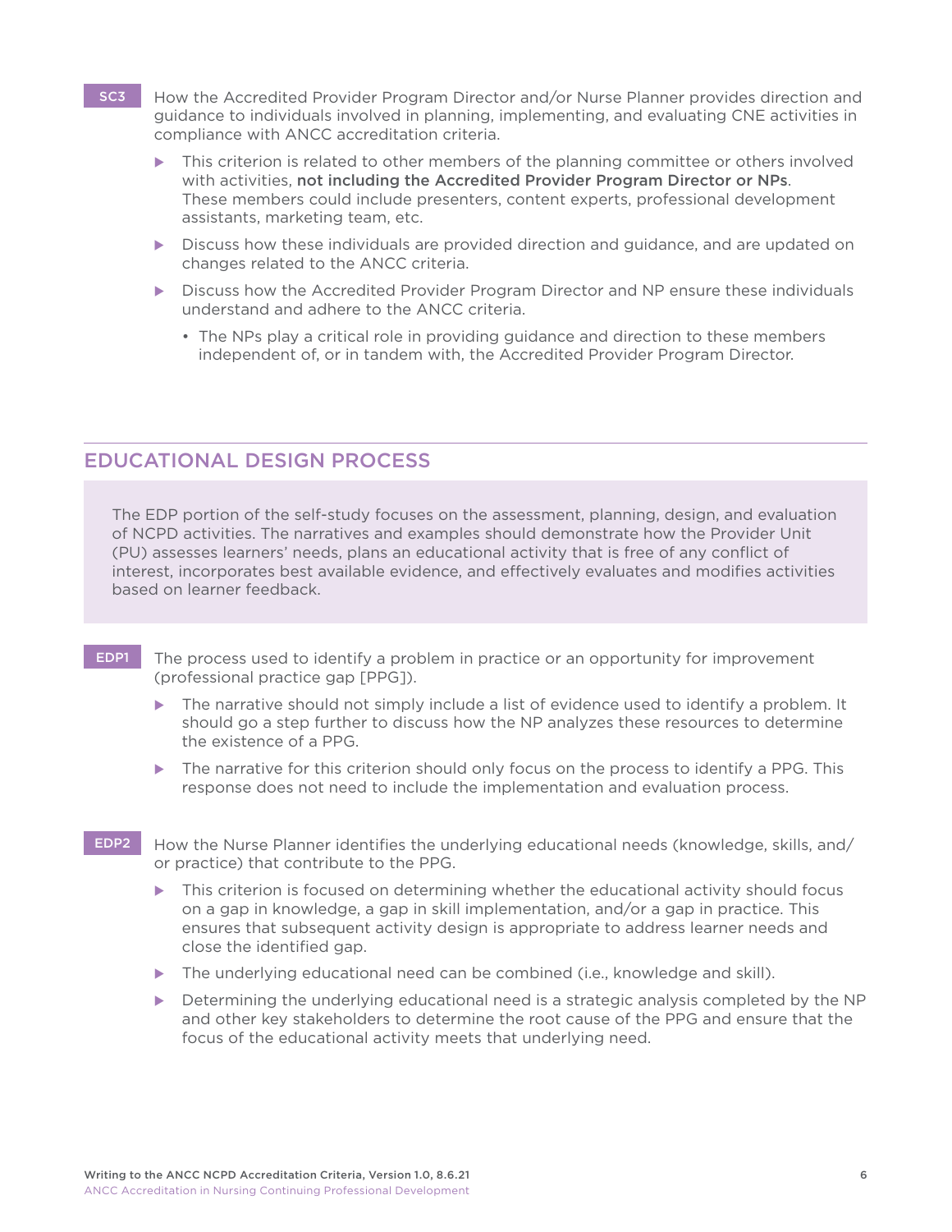**SC3** How the Accredited Provider Program Director and/or Nurse Planner provides direction and guidance to individuals involved in planning, implementing, and evaluating CNE activities in compliance with ANCC accreditation criteria.

- This criterion is related to other members of the planning committee or others involved with activities, **not including the Accredited Provider Program Director or NPs**. These members could include presenters, content experts, professional development assistants, marketing team, etc.
- Discuss how these individuals are provided direction and guidance, and are updated on changes related to the ANCC criteria.
- Discuss how the Accredited Provider Program Director and NP ensure these individuals understand and adhere to the ANCC criteria.
  - The NPs play a critical role in providing guidance and direction to these members independent of, or in tandem with, the Accredited Provider Program Director.

## EDUCATIONAL DESIGN PROCESS

The EDP portion of the self-study focuses on the assessment, planning, design, and evaluation of NCPD activities. The narratives and examples should demonstrate how the Provider Unit (PU) assesses learners' needs, plans an educational activity that is free of any conflict of interest, incorporates best available evidence, and effectively evaluates and modifies activities based on learner feedback.

**EDP1** The process used to identify a problem in practice or an opportunity for improvement (professional practice gap [PPG]).

- The narrative should not simply include a list of evidence used to identify a problem. It should go a step further to discuss how the NP analyzes these resources to determine the existence of a PPG.
- The narrative for this criterion should only focus on the process to identify a PPG. This response does not need to include the implementation and evaluation process.

**EDP2** How the Nurse Planner identifies the underlying educational needs (knowledge, skills, and/or practice) that contribute to the PPG.

- This criterion is focused on determining whether the educational activity should focus on a gap in knowledge, a gap in skill implementation, and/or a gap in practice. This ensures that subsequent activity design is appropriate to address learner needs and close the identified gap.
- The underlying educational need can be combined (i.e., knowledge and skill).
- Determining the underlying educational need is a strategic analysis completed by the NP and other key stakeholders to determine the root cause of the PPG and ensure that the focus of the educational activity meets that underlying need.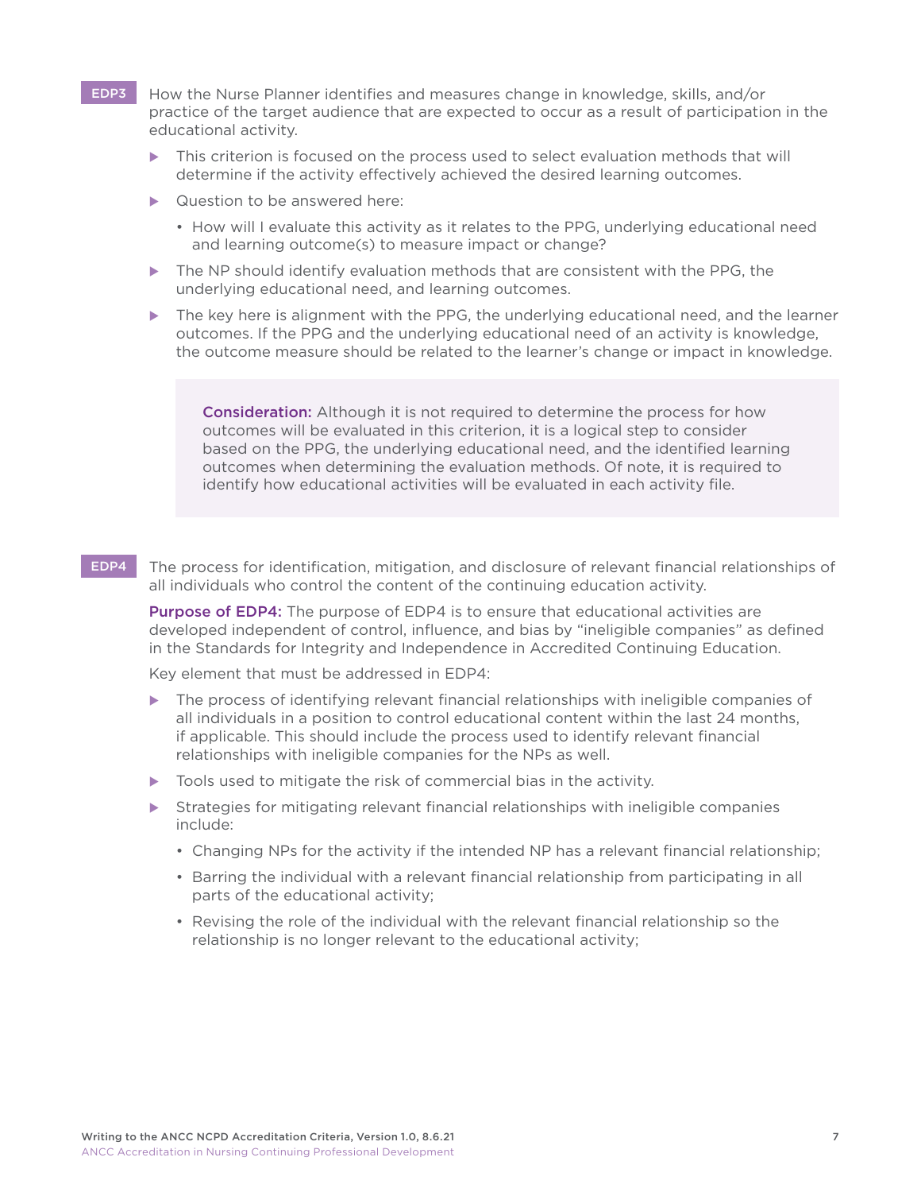**EDP3** How the Nurse Planner identifies and measures change in knowledge, skills, and/or practice of the target audience that are expected to occur as a result of participation in the educational activity.

- This criterion is focused on the process used to select evaluation methods that will determine if the activity effectively achieved the desired learning outcomes.
- Question to be answered here:
  - How will I evaluate this activity as it relates to the PPG, underlying educational need and learning outcome(s) to measure impact or change?
- The NP should identify evaluation methods that are consistent with the PPG, the underlying educational need, and learning outcomes.
- The key here is alignment with the PPG, the underlying educational need, and the learner outcomes. If the PPG and the underlying educational need of an activity is knowledge, the outcome measure should be related to the learner's change or impact in knowledge.

> **Consideration:** Although it is not required to determine the process for how outcomes will be evaluated in this criterion, it is a logical step to consider based on the PPG, the underlying educational need, and the identified learning outcomes when determining the evaluation methods. Of note, it is required to identify how educational activities will be evaluated in each activity file.

**EDP4** The process for identification, mitigation, and disclosure of relevant financial relationships of all individuals who control the content of the continuing education activity.

**Purpose of EDP4:** The purpose of EDP4 is to ensure that educational activities are developed independent of control, influence, and bias by "ineligible companies" as defined in the Standards for Integrity and Independence in Accredited Continuing Education.

Key element that must be addressed in EDP4:

- The process of identifying relevant financial relationships with ineligible companies of all individuals in a position to control educational content within the last 24 months, if applicable. This should include the process used to identify relevant financial relationships with ineligible companies for the NPs as well.
- Tools used to mitigate the risk of commercial bias in the activity.
- Strategies for mitigating relevant financial relationships with ineligible companies include:
  - Changing NPs for the activity if the intended NP has a relevant financial relationship;
  - Barring the individual with a relevant financial relationship from participating in all parts of the educational activity;
  - Revising the role of the individual with the relevant financial relationship so the relationship is no longer relevant to the educational activity;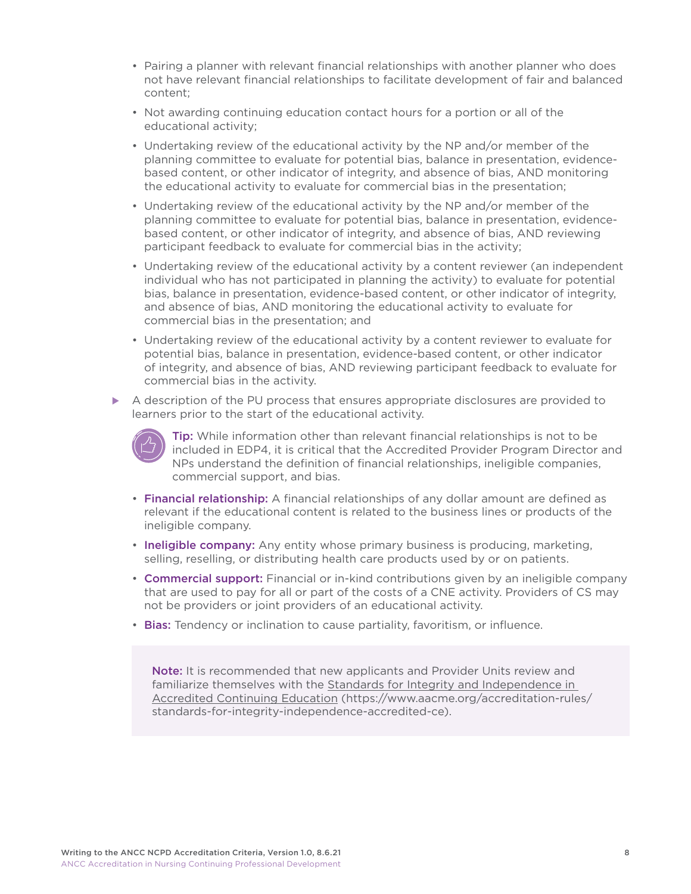- Pairing a planner with relevant financial relationships with another planner who does not have relevant financial relationships to facilitate development of fair and balanced content;
- Not awarding continuing education contact hours for a portion or all of the educational activity;
- Undertaking review of the educational activity by the NP and/or member of the planning committee to evaluate for potential bias, balance in presentation, evidence-based content, or other indicator of integrity, and absence of bias, AND monitoring the educational activity to evaluate for commercial bias in the presentation;
- Undertaking review of the educational activity by the NP and/or member of the planning committee to evaluate for potential bias, balance in presentation, evidence-based content, or other indicator of integrity, and absence of bias, AND reviewing participant feedback to evaluate for commercial bias in the activity;
- Undertaking review of the educational activity by a content reviewer (an independent individual who has not participated in planning the activity) to evaluate for potential bias, balance in presentation, evidence-based content, or other indicator of integrity, and absence of bias, AND monitoring the educational activity to evaluate for commercial bias in the presentation; and
- Undertaking review of the educational activity by a content reviewer to evaluate for potential bias, balance in presentation, evidence-based content, or other indicator of integrity, and absence of bias, AND reviewing participant feedback to evaluate for commercial bias in the activity.

- A description of the PU process that ensures appropriate disclosures are provided to learners prior to the start of the educational activity.

**Tip:** While information other than relevant financial relationships is not to be included in EDP4, it is critical that the Accredited Provider Program Director and NPs understand the definition of financial relationships, ineligible companies, commercial support, and bias.

- **Financial relationship:** A financial relationships of any dollar amount are defined as relevant if the educational content is related to the business lines or products of the ineligible company.
- **Ineligible company:** Any entity whose primary business is producing, marketing, selling, reselling, or distributing health care products used by or on patients.
- **Commercial support:** Financial or in-kind contributions given by an ineligible company that are used to pay for all or part of the costs of a CNE activity. Providers of CS may not be providers or joint providers of an educational activity.
- **Bias:** Tendency or inclination to cause partiality, favoritism, or influence.

> **Note:** It is recommended that new applicants and Provider Units review and familiarize themselves with the Standards for Integrity and Independence in Accredited Continuing Education (https://www.aacme.org/accreditation-rules/standards-for-integrity-independence-accredited-ce).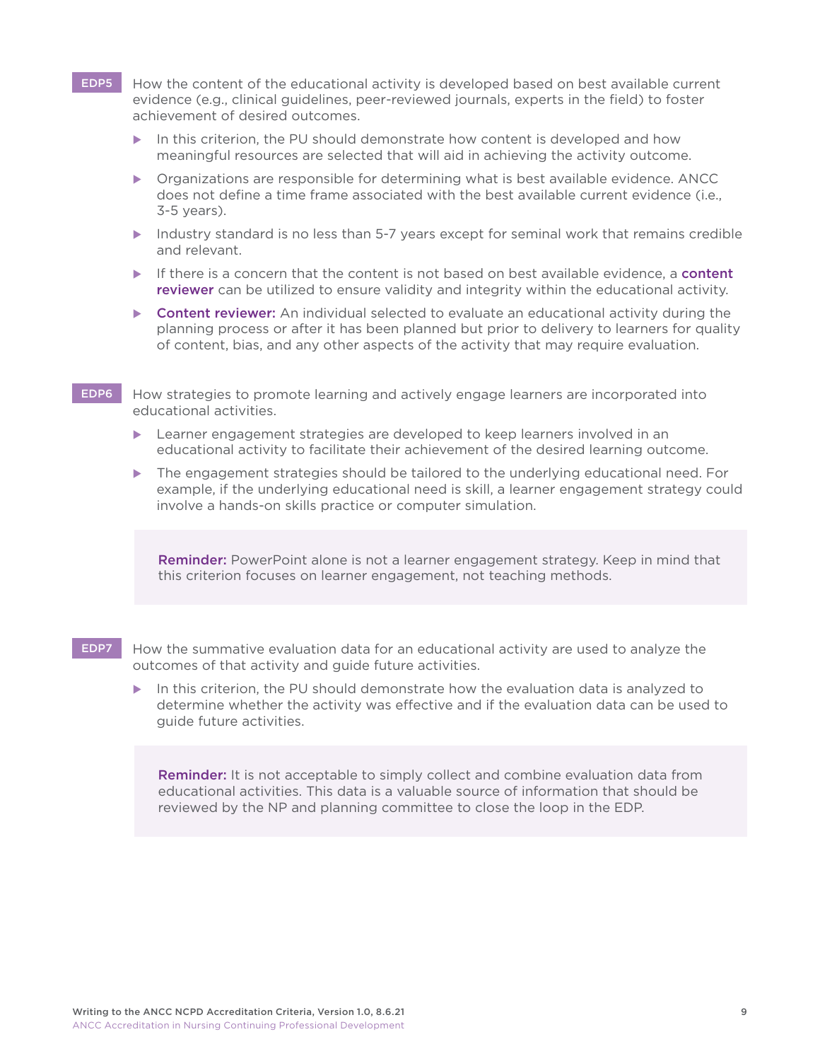**EDP5** How the content of the educational activity is developed based on best available current evidence (e.g., clinical guidelines, peer-reviewed journals, experts in the field) to foster achievement of desired outcomes.

- In this criterion, the PU should demonstrate how content is developed and how meaningful resources are selected that will aid in achieving the activity outcome.
- Organizations are responsible for determining what is best available evidence. ANCC does not define a time frame associated with the best available current evidence (i.e., 3-5 years).
- Industry standard is no less than 5-7 years except for seminal work that remains credible and relevant.
- If there is a concern that the content is not based on best available evidence, a **content reviewer** can be utilized to ensure validity and integrity within the educational activity.
- **Content reviewer:** An individual selected to evaluate an educational activity during the planning process or after it has been planned but prior to delivery to learners for quality of content, bias, and any other aspects of the activity that may require evaluation.

**EDP6** How strategies to promote learning and actively engage learners are incorporated into educational activities.

- Learner engagement strategies are developed to keep learners involved in an educational activity to facilitate their achievement of the desired learning outcome.
- The engagement strategies should be tailored to the underlying educational need. For example, if the underlying educational need is skill, a learner engagement strategy could involve a hands-on skills practice or computer simulation.

> **Reminder:** PowerPoint alone is not a learner engagement strategy. Keep in mind that this criterion focuses on learner engagement, not teaching methods.

**EDP7** How the summative evaluation data for an educational activity are used to analyze the outcomes of that activity and guide future activities.

- In this criterion, the PU should demonstrate how the evaluation data is analyzed to determine whether the activity was effective and if the evaluation data can be used to guide future activities.

> **Reminder:** It is not acceptable to simply collect and combine evaluation data from educational activities. This data is a valuable source of information that should be reviewed by the NP and planning committee to close the loop in the EDP.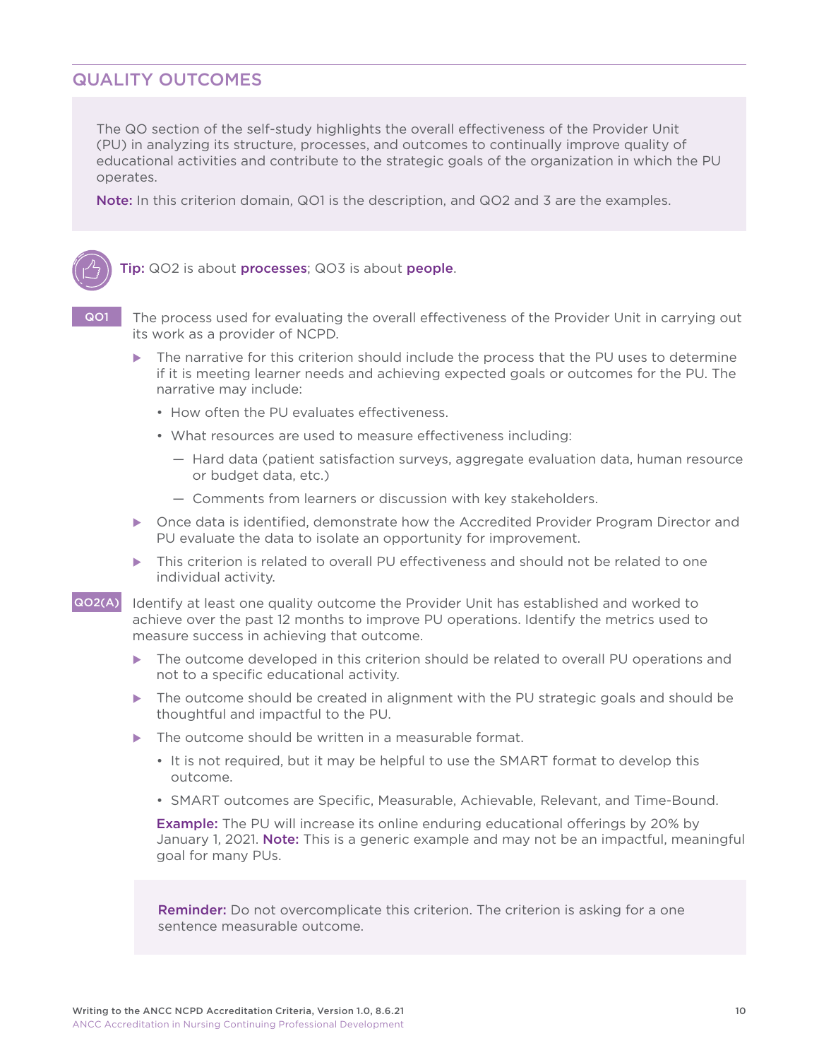## QUALITY OUTCOMES

The QO section of the self-study highlights the overall effectiveness of the Provider Unit (PU) in analyzing its structure, processes, and outcomes to continually improve quality of educational activities and contribute to the strategic goals of the organization in which the PU operates.

**Note:** In this criterion domain, QO1 is the description, and QO2 and 3 are the examples.

**Tip:** QO2 is about **processes**; QO3 is about **people**.

**QO1** The process used for evaluating the overall effectiveness of the Provider Unit in carrying out its work as a provider of NCPD.

- The narrative for this criterion should include the process that the PU uses to determine if it is meeting learner needs and achieving expected goals or outcomes for the PU. The narrative may include:
  - How often the PU evaluates effectiveness.
  - What resources are used to measure effectiveness including:
    - Hard data (patient satisfaction surveys, aggregate evaluation data, human resource or budget data, etc.)
    - Comments from learners or discussion with key stakeholders.
- Once data is identified, demonstrate how the Accredited Provider Program Director and PU evaluate the data to isolate an opportunity for improvement.
- This criterion is related to overall PU effectiveness and should not be related to one individual activity.

**QO2(A)** Identify at least one quality outcome the Provider Unit has established and worked to achieve over the past 12 months to improve PU operations. Identify the metrics used to measure success in achieving that outcome.

- The outcome developed in this criterion should be related to overall PU operations and not to a specific educational activity.
- The outcome should be created in alignment with the PU strategic goals and should be thoughtful and impactful to the PU.
- The outcome should be written in a measurable format.
  - It is not required, but it may be helpful to use the SMART format to develop this outcome.
  - SMART outcomes are Specific, Measurable, Achievable, Relevant, and Time-Bound.

**Example:** The PU will increase its online enduring educational offerings by 20% by January 1, 2021. **Note:** This is a generic example and may not be an impactful, meaningful goal for many PUs.

**Reminder:** Do not overcomplicate this criterion. The criterion is asking for a one sentence measurable outcome.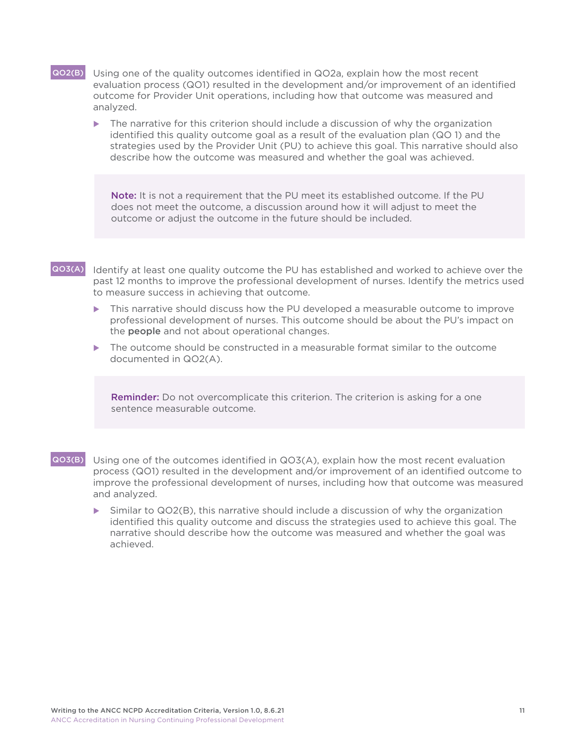**QO2(B)** Using one of the quality outcomes identified in QO2a, explain how the most recent evaluation process (QO1) resulted in the development and/or improvement of an identified outcome for Provider Unit operations, including how that outcome was measured and analyzed.

- The narrative for this criterion should include a discussion of why the organization identified this quality outcome goal as a result of the evaluation plan (QO 1) and the strategies used by the Provider Unit (PU) to achieve this goal. This narrative should also describe how the outcome was measured and whether the goal was achieved.

> **Note:** It is not a requirement that the PU meet its established outcome. If the PU does not meet the outcome, a discussion around how it will adjust to meet the outcome or adjust the outcome in the future should be included.

**QO3(A)** Identify at least one quality outcome the PU has established and worked to achieve over the past 12 months to improve the professional development of nurses. Identify the metrics used to measure success in achieving that outcome.

- This narrative should discuss how the PU developed a measurable outcome to improve professional development of nurses. This outcome should be about the PU's impact on the **people** and not about operational changes.
- The outcome should be constructed in a measurable format similar to the outcome documented in QO2(A).

> **Reminder:** Do not overcomplicate this criterion. The criterion is asking for a one sentence measurable outcome.

**QO3(B)** Using one of the outcomes identified in QO3(A), explain how the most recent evaluation process (QO1) resulted in the development and/or improvement of an identified outcome to improve the professional development of nurses, including how that outcome was measured and analyzed.

- Similar to QO2(B), this narrative should include a discussion of why the organization identified this quality outcome and discuss the strategies used to achieve this goal. The narrative should describe how the outcome was measured and whether the goal was achieved.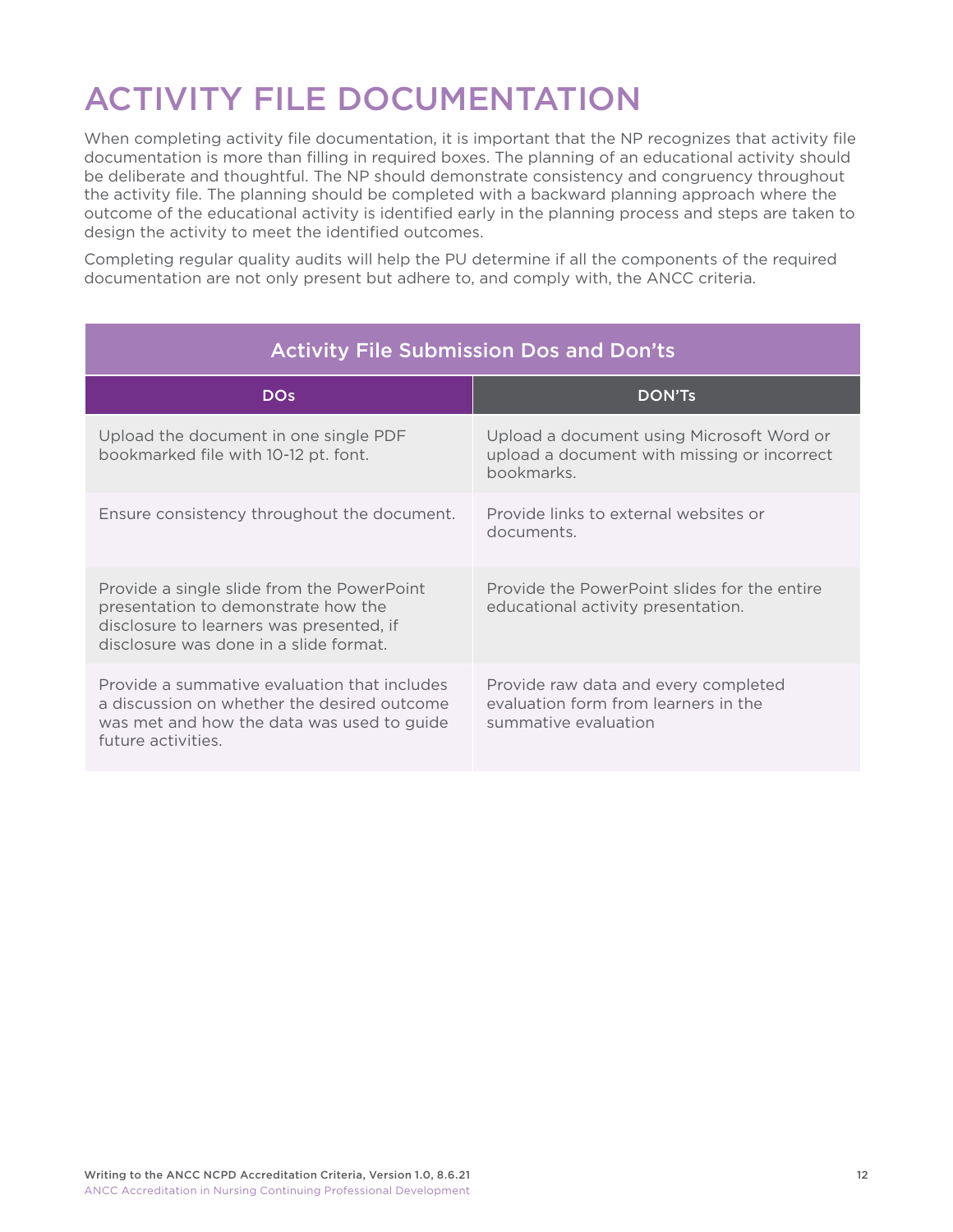# ACTIVITY FILE DOCUMENTATION

When completing activity file documentation, it is important that the NP recognizes that activity file documentation is more than filling in required boxes. The planning of an educational activity should be deliberate and thoughtful. The NP should demonstrate consistency and congruency throughout the activity file. The planning should be completed with a backward planning approach where the outcome of the educational activity is identified early in the planning process and steps are taken to design the activity to meet the identified outcomes.

Completing regular quality audits will help the PU determine if all the components of the required documentation are not only present but adhere to, and comply with, the ANCC criteria.

**Activity File Submission Dos and Don'ts**

| DOs | DON'Ts |
| --- | --- |
| Upload the document in one single PDF bookmarked file with 10-12 pt. font. | Upload a document using Microsoft Word or upload a document with missing or incorrect bookmarks. |
| Ensure consistency throughout the document. | Provide links to external websites or documents. |
| Provide a single slide from the PowerPoint presentation to demonstrate how the disclosure to learners was presented, if disclosure was done in a slide format. | Provide the PowerPoint slides for the entire educational activity presentation. |
| Provide a summative evaluation that includes a discussion on whether the desired outcome was met and how the data was used to guide future activities. | Provide raw data and every completed evaluation form from learners in the summative evaluation |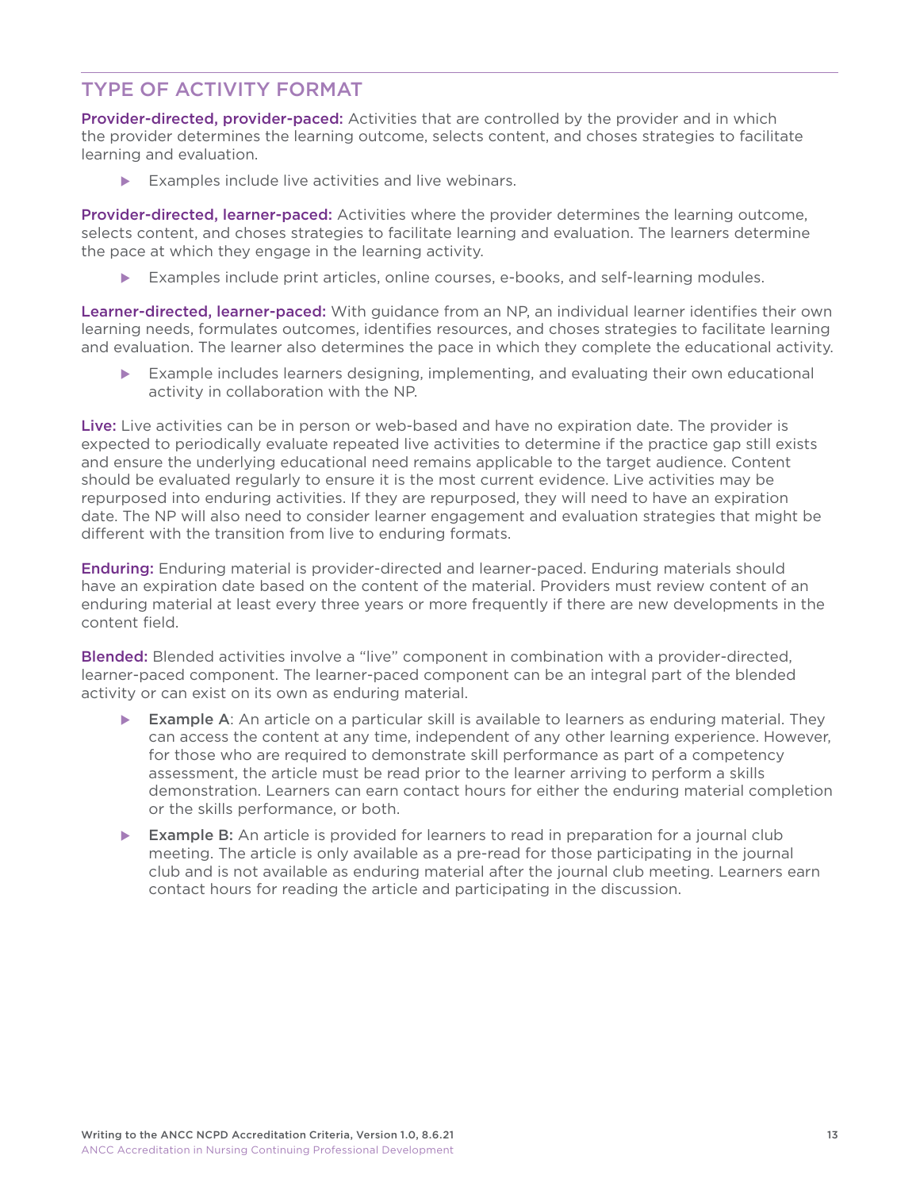## TYPE OF ACTIVITY FORMAT

**Provider-directed, provider-paced:** Activities that are controlled by the provider and in which the provider determines the learning outcome, selects content, and choses strategies to facilitate learning and evaluation.

- Examples include live activities and live webinars.

**Provider-directed, learner-paced:** Activities where the provider determines the learning outcome, selects content, and choses strategies to facilitate learning and evaluation. The learners determine the pace at which they engage in the learning activity.

- Examples include print articles, online courses, e-books, and self-learning modules.

**Learner-directed, learner-paced:** With guidance from an NP, an individual learner identifies their own learning needs, formulates outcomes, identifies resources, and choses strategies to facilitate learning and evaluation. The learner also determines the pace in which they complete the educational activity.

- Example includes learners designing, implementing, and evaluating their own educational activity in collaboration with the NP.

**Live:** Live activities can be in person or web-based and have no expiration date. The provider is expected to periodically evaluate repeated live activities to determine if the practice gap still exists and ensure the underlying educational need remains applicable to the target audience. Content should be evaluated regularly to ensure it is the most current evidence. Live activities may be repurposed into enduring activities. If they are repurposed, they will need to have an expiration date. The NP will also need to consider learner engagement and evaluation strategies that might be different with the transition from live to enduring formats.

**Enduring:** Enduring material is provider-directed and learner-paced. Enduring materials should have an expiration date based on the content of the material. Providers must review content of an enduring material at least every three years or more frequently if there are new developments in the content field.

**Blended:** Blended activities involve a "live" component in combination with a provider-directed, learner-paced component. The learner-paced component can be an integral part of the blended activity or can exist on its own as enduring material.

- **Example A**: An article on a particular skill is available to learners as enduring material. They can access the content at any time, independent of any other learning experience. However, for those who are required to demonstrate skill performance as part of a competency assessment, the article must be read prior to the learner arriving to perform a skills demonstration. Learners can earn contact hours for either the enduring material completion or the skills performance, or both.
- **Example B:** An article is provided for learners to read in preparation for a journal club meeting. The article is only available as a pre-read for those participating in the journal club and is not available as enduring material after the journal club meeting. Learners earn contact hours for reading the article and participating in the discussion.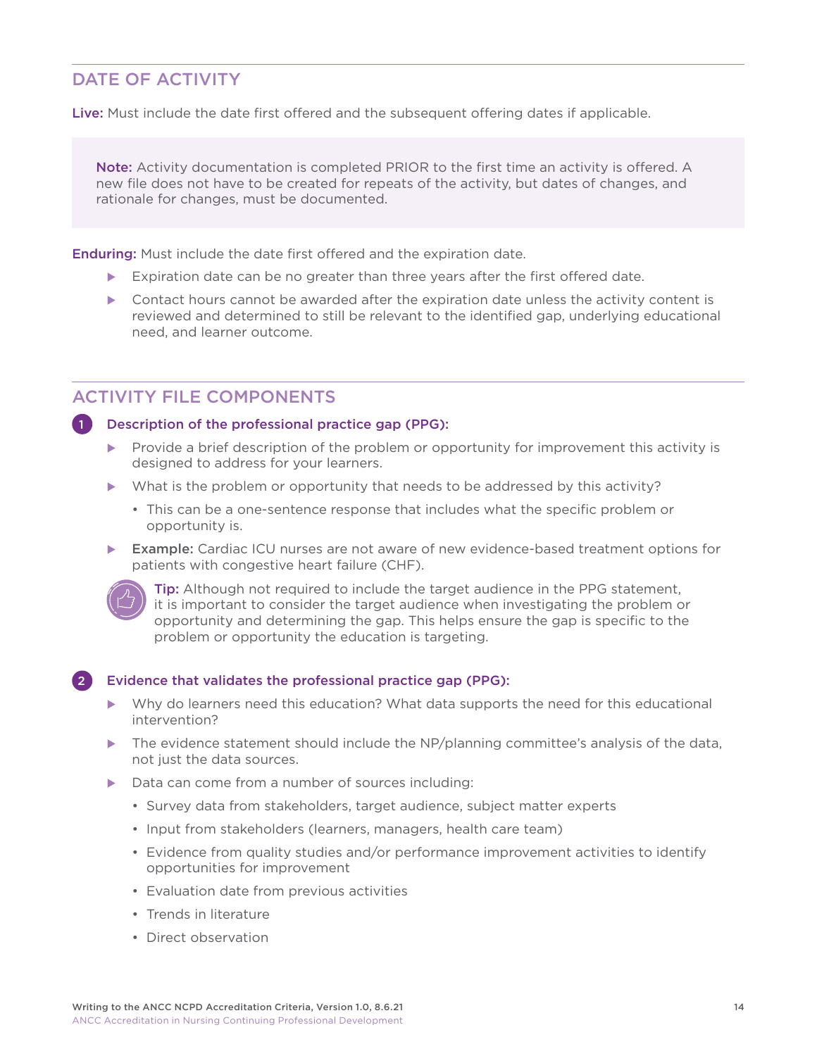## DATE OF ACTIVITY

**Live:** Must include the date first offered and the subsequent offering dates if applicable.

> **Note:** Activity documentation is completed PRIOR to the first time an activity is offered. A new file does not have to be created for repeats of the activity, but dates of changes, and rationale for changes, must be documented.

**Enduring:** Must include the date first offered and the expiration date.

- Expiration date can be no greater than three years after the first offered date.
- Contact hours cannot be awarded after the expiration date unless the activity content is reviewed and determined to still be relevant to the identified gap, underlying educational need, and learner outcome.

## ACTIVITY FILE COMPONENTS

1. **Description of the professional practice gap (PPG):**
   - Provide a brief description of the problem or opportunity for improvement this activity is designed to address for your learners.
   - What is the problem or opportunity that needs to be addressed by this activity?
     - This can be a one-sentence response that includes what the specific problem or opportunity is.
   - **Example:** Cardiac ICU nurses are not aware of new evidence-based treatment options for patients with congestive heart failure (CHF).

   **Tip:** Although not required to include the target audience in the PPG statement, it is important to consider the target audience when investigating the problem or opportunity and determining the gap. This helps ensure the gap is specific to the problem or opportunity the education is targeting.

2. **Evidence that validates the professional practice gap (PPG):**
   - Why do learners need this education? What data supports the need for this educational intervention?
   - The evidence statement should include the NP/planning committee's analysis of the data, not just the data sources.
   - Data can come from a number of sources including:
     - Survey data from stakeholders, target audience, subject matter experts
     - Input from stakeholders (learners, managers, health care team)
     - Evidence from quality studies and/or performance improvement activities to identify opportunities for improvement
     - Evaluation date from previous activities
     - Trends in literature
     - Direct observation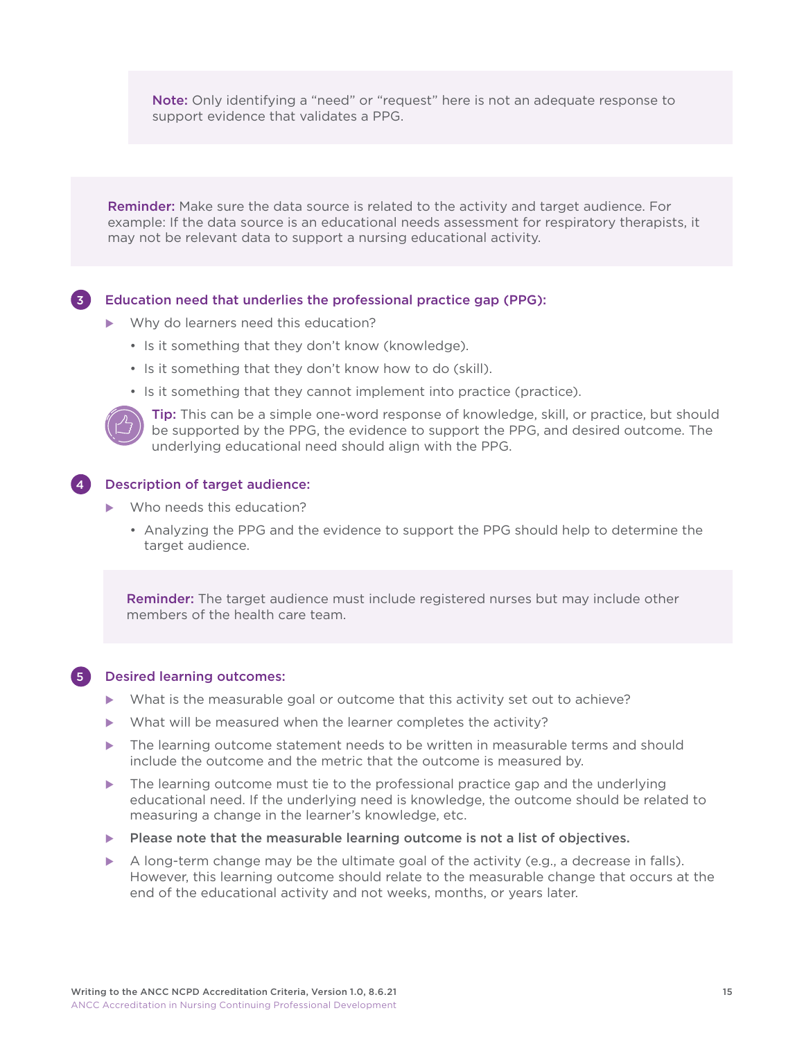> **Note:** Only identifying a "need" or "request" here is not an adequate response to support evidence that validates a PPG.

> **Reminder:** Make sure the data source is related to the activity and target audience. For example: If the data source is an educational needs assessment for respiratory therapists, it may not be relevant data to support a nursing educational activity.

### 3 Education need that underlies the professional practice gap (PPG):

- Why do learners need this education?
  - Is it something that they don't know (knowledge).
  - Is it something that they don't know how to do (skill).
  - Is it something that they cannot implement into practice (practice).

**Tip:** This can be a simple one-word response of knowledge, skill, or practice, but should be supported by the PPG, the evidence to support the PPG, and desired outcome. The underlying educational need should align with the PPG.

### 4 Description of target audience:

- Who needs this education?
  - Analyzing the PPG and the evidence to support the PPG should help to determine the target audience.

> **Reminder:** The target audience must include registered nurses but may include other members of the health care team.

### 5 Desired learning outcomes:

- What is the measurable goal or outcome that this activity set out to achieve?
- What will be measured when the learner completes the activity?
- The learning outcome statement needs to be written in measurable terms and should include the outcome and the metric that the outcome is measured by.
- The learning outcome must tie to the professional practice gap and the underlying educational need. If the underlying need is knowledge, the outcome should be related to measuring a change in the learner's knowledge, etc.
- **Please note that the measurable learning outcome is not a list of objectives.**
- A long-term change may be the ultimate goal of the activity (e.g., a decrease in falls). However, this learning outcome should relate to the measurable change that occurs at the end of the educational activity and not weeks, months, or years later.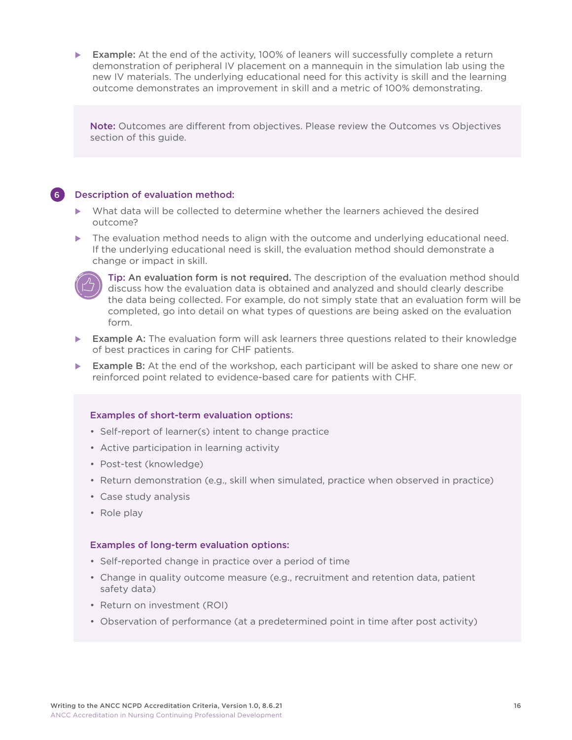- **Example:** At the end of the activity, 100% of leaners will successfully complete a return demonstration of peripheral IV placement on a mannequin in the simulation lab using the new IV materials. The underlying educational need for this activity is skill and the learning outcome demonstrates an improvement in skill and a metric of 100% demonstrating.

> **Note:** Outcomes are different from objectives. Please review the Outcomes vs Objectives section of this guide.

### 6 Description of evaluation method:

- What data will be collected to determine whether the learners achieved the desired outcome?
- The evaluation method needs to align with the outcome and underlying educational need. If the underlying educational need is skill, the evaluation method should demonstrate a change or impact in skill.

**Tip: An evaluation form is not required.** The description of the evaluation method should discuss how the evaluation data is obtained and analyzed and should clearly describe the data being collected. For example, do not simply state that an evaluation form will be completed, go into detail on what types of questions are being asked on the evaluation form.

- **Example A:** The evaluation form will ask learners three questions related to their knowledge of best practices in caring for CHF patients.
- **Example B:** At the end of the workshop, each participant will be asked to share one new or reinforced point related to evidence-based care for patients with CHF.

**Examples of short-term evaluation options:**

- Self-report of learner(s) intent to change practice
- Active participation in learning activity
- Post-test (knowledge)
- Return demonstration (e.g., skill when simulated, practice when observed in practice)
- Case study analysis
- Role play

**Examples of long-term evaluation options:**

- Self-reported change in practice over a period of time
- Change in quality outcome measure (e.g., recruitment and retention data, patient safety data)
- Return on investment (ROI)
- Observation of performance (at a predetermined point in time after post activity)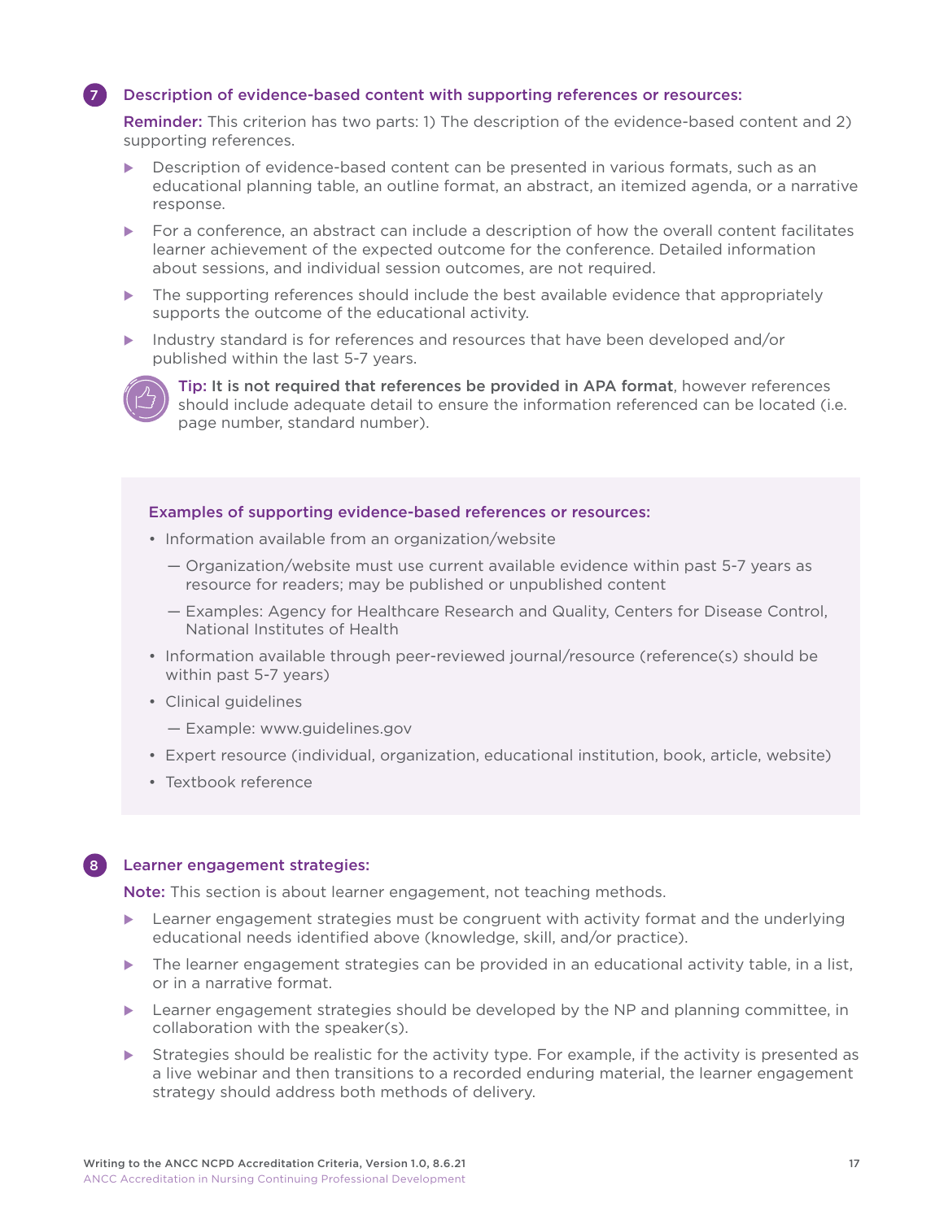## 7 Description of evidence-based content with supporting references or resources:

**Reminder:** This criterion has two parts: 1) The description of the evidence-based content and 2) supporting references.

- Description of evidence-based content can be presented in various formats, such as an educational planning table, an outline format, an abstract, an itemized agenda, or a narrative response.
- For a conference, an abstract can include a description of how the overall content facilitates learner achievement of the expected outcome for the conference. Detailed information about sessions, and individual session outcomes, are not required.
- The supporting references should include the best available evidence that appropriately supports the outcome of the educational activity.
- Industry standard is for references and resources that have been developed and/or published within the last 5-7 years.

**Tip: It is not required that references be provided in APA format**, however references should include adequate detail to ensure the information referenced can be located (i.e. page number, standard number).

### Examples of supporting evidence-based references or resources:

- Information available from an organization/website
  - Organization/website must use current available evidence within past 5-7 years as resource for readers; may be published or unpublished content
  - Examples: Agency for Healthcare Research and Quality, Centers for Disease Control, National Institutes of Health
- Information available through peer-reviewed journal/resource (reference(s) should be within past 5-7 years)
- Clinical guidelines
  - Example: www.guidelines.gov
- Expert resource (individual, organization, educational institution, book, article, website)
- Textbook reference

## 8 Learner engagement strategies:

**Note:** This section is about learner engagement, not teaching methods.

- Learner engagement strategies must be congruent with activity format and the underlying educational needs identified above (knowledge, skill, and/or practice).
- The learner engagement strategies can be provided in an educational activity table, in a list, or in a narrative format.
- Learner engagement strategies should be developed by the NP and planning committee, in collaboration with the speaker(s).
- Strategies should be realistic for the activity type. For example, if the activity is presented as a live webinar and then transitions to a recorded enduring material, the learner engagement strategy should address both methods of delivery.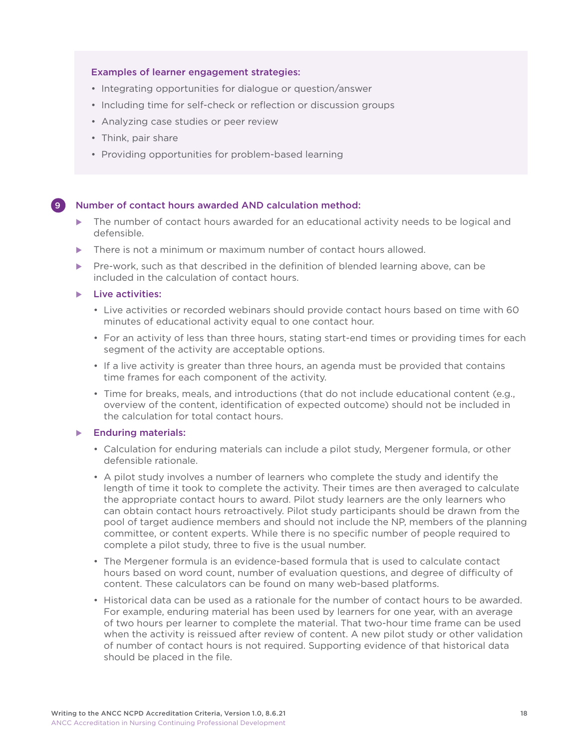**Examples of learner engagement strategies:**

- Integrating opportunities for dialogue or question/answer
- Including time for self-check or reflection or discussion groups
- Analyzing case studies or peer review
- Think, pair share
- Providing opportunities for problem-based learning

### 9 Number of contact hours awarded AND calculation method:

- The number of contact hours awarded for an educational activity needs to be logical and defensible.
- There is not a minimum or maximum number of contact hours allowed.
- Pre-work, such as that described in the definition of blended learning above, can be included in the calculation of contact hours.
- **Live activities:**
  - Live activities or recorded webinars should provide contact hours based on time with 60 minutes of educational activity equal to one contact hour.
  - For an activity of less than three hours, stating start-end times or providing times for each segment of the activity are acceptable options.
  - If a live activity is greater than three hours, an agenda must be provided that contains time frames for each component of the activity.
  - Time for breaks, meals, and introductions (that do not include educational content (e.g., overview of the content, identification of expected outcome) should not be included in the calculation for total contact hours.
- **Enduring materials:**
  - Calculation for enduring materials can include a pilot study, Mergener formula, or other defensible rationale.
  - A pilot study involves a number of learners who complete the study and identify the length of time it took to complete the activity. Their times are then averaged to calculate the appropriate contact hours to award. Pilot study learners are the only learners who can obtain contact hours retroactively. Pilot study participants should be drawn from the pool of target audience members and should not include the NP, members of the planning committee, or content experts. While there is no specific number of people required to complete a pilot study, three to five is the usual number.
  - The Mergener formula is an evidence-based formula that is used to calculate contact hours based on word count, number of evaluation questions, and degree of difficulty of content. These calculators can be found on many web-based platforms.
  - Historical data can be used as a rationale for the number of contact hours to be awarded. For example, enduring material has been used by learners for one year, with an average of two hours per learner to complete the material. That two-hour time frame can be used when the activity is reissued after review of content. A new pilot study or other validation of number of contact hours is not required. Supporting evidence of that historical data should be placed in the file.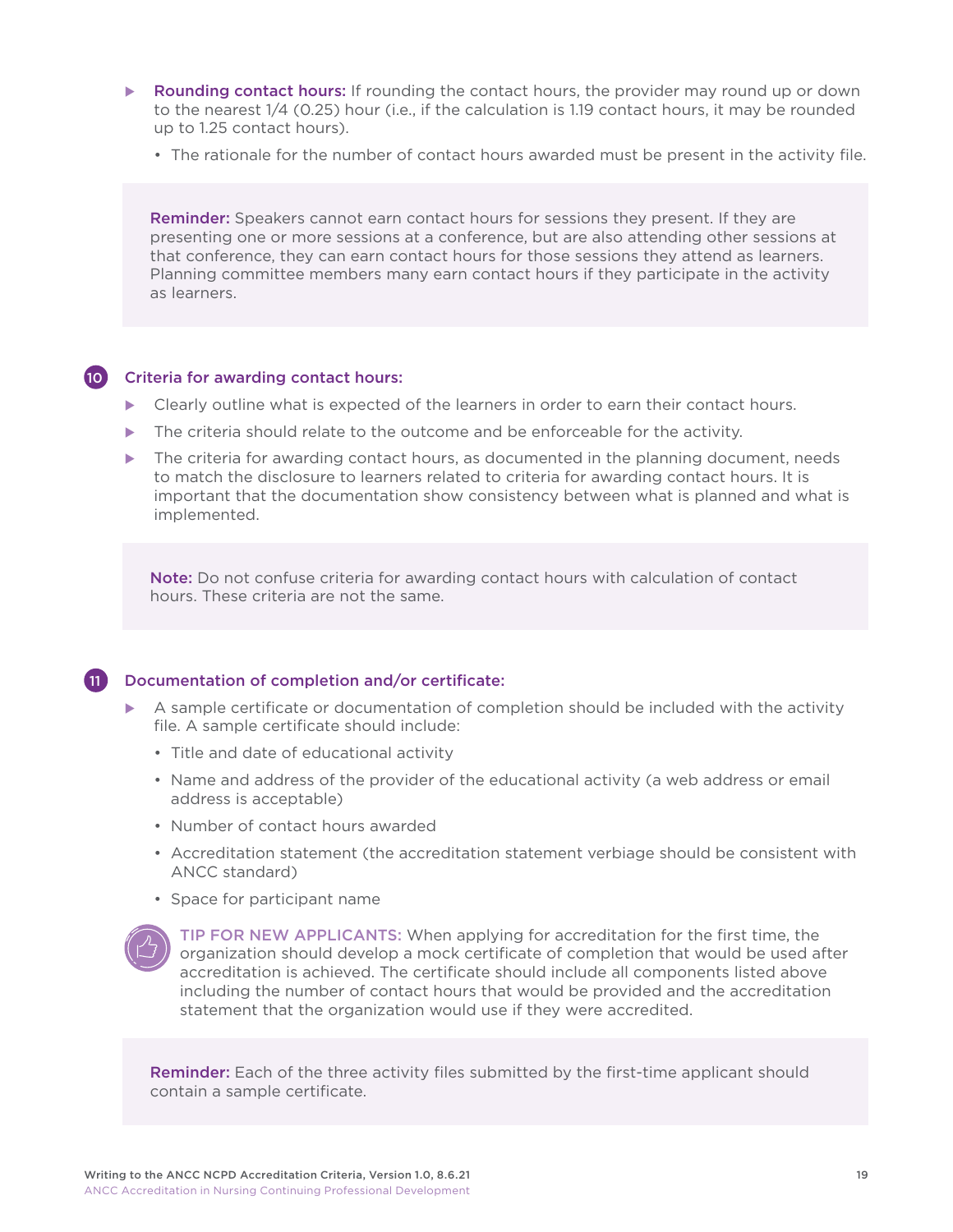- **Rounding contact hours:** If rounding the contact hours, the provider may round up or down to the nearest 1/4 (0.25) hour (i.e., if the calculation is 1.19 contact hours, it may be rounded up to 1.25 contact hours).
  - The rationale for the number of contact hours awarded must be present in the activity file.

> **Reminder:** Speakers cannot earn contact hours for sessions they present. If they are presenting one or more sessions at a conference, but are also attending other sessions at that conference, they can earn contact hours for those sessions they attend as learners. Planning committee members many earn contact hours if they participate in the activity as learners.

### 10 Criteria for awarding contact hours:

- Clearly outline what is expected of the learners in order to earn their contact hours.
- The criteria should relate to the outcome and be enforceable for the activity.
- The criteria for awarding contact hours, as documented in the planning document, needs to match the disclosure to learners related to criteria for awarding contact hours. It is important that the documentation show consistency between what is planned and what is implemented.

> **Note:** Do not confuse criteria for awarding contact hours with calculation of contact hours. These criteria are not the same.

### 11 Documentation of completion and/or certificate:

- A sample certificate or documentation of completion should be included with the activity file. A sample certificate should include:
  - Title and date of educational activity
  - Name and address of the provider of the educational activity (a web address or email address is acceptable)
  - Number of contact hours awarded
  - Accreditation statement (the accreditation statement verbiage should be consistent with ANCC standard)
  - Space for participant name

**TIP FOR NEW APPLICANTS:** When applying for accreditation for the first time, the organization should develop a mock certificate of completion that would be used after accreditation is achieved. The certificate should include all components listed above including the number of contact hours that would be provided and the accreditation statement that the organization would use if they were accredited.

> **Reminder:** Each of the three activity files submitted by the first-time applicant should contain a sample certificate.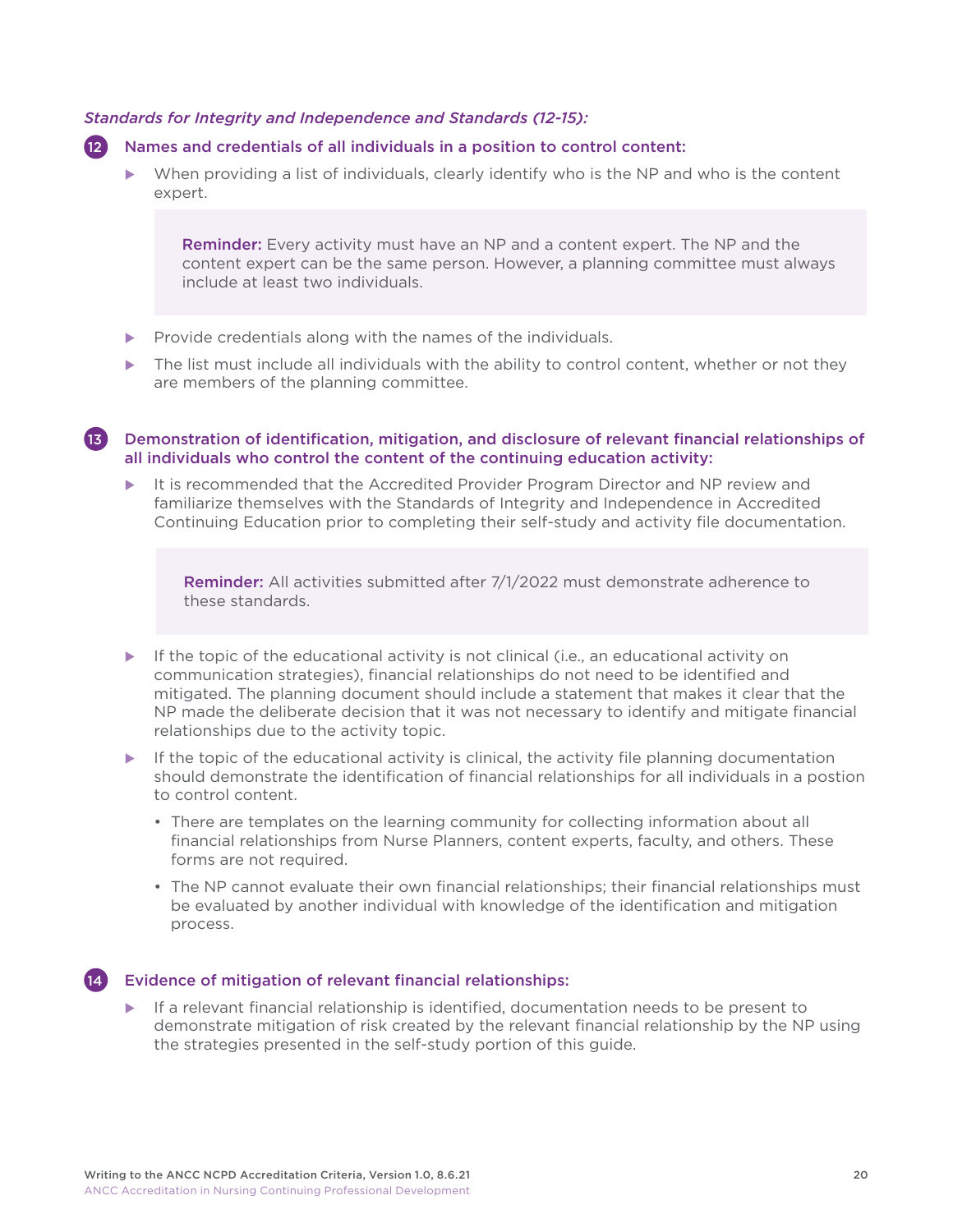*Standards for Integrity and Independence and Standards (12-15):*

### 12 Names and credentials of all individuals in a position to control content:

- When providing a list of individuals, clearly identify who is the NP and who is the content expert.

> **Reminder:** Every activity must have an NP and a content expert. The NP and the content expert can be the same person. However, a planning committee must always include at least two individuals.

- Provide credentials along with the names of the individuals.
- The list must include all individuals with the ability to control content, whether or not they are members of the planning committee.

### 13 Demonstration of identification, mitigation, and disclosure of relevant financial relationships of all individuals who control the content of the continuing education activity:

- It is recommended that the Accredited Provider Program Director and NP review and familiarize themselves with the Standards of Integrity and Independence in Accredited Continuing Education prior to completing their self-study and activity file documentation.

> **Reminder:** All activities submitted after 7/1/2022 must demonstrate adherence to these standards.

- If the topic of the educational activity is not clinical (i.e., an educational activity on communication strategies), financial relationships do not need to be identified and mitigated. The planning document should include a statement that makes it clear that the NP made the deliberate decision that it was not necessary to identify and mitigate financial relationships due to the activity topic.
- If the topic of the educational activity is clinical, the activity file planning documentation should demonstrate the identification of financial relationships for all individuals in a postion to control content.
  - There are templates on the learning community for collecting information about all financial relationships from Nurse Planners, content experts, faculty, and others. These forms are not required.
  - The NP cannot evaluate their own financial relationships; their financial relationships must be evaluated by another individual with knowledge of the identification and mitigation process.

### 14 Evidence of mitigation of relevant financial relationships:

- If a relevant financial relationship is identified, documentation needs to be present to demonstrate mitigation of risk created by the relevant financial relationship by the NP using the strategies presented in the self-study portion of this guide.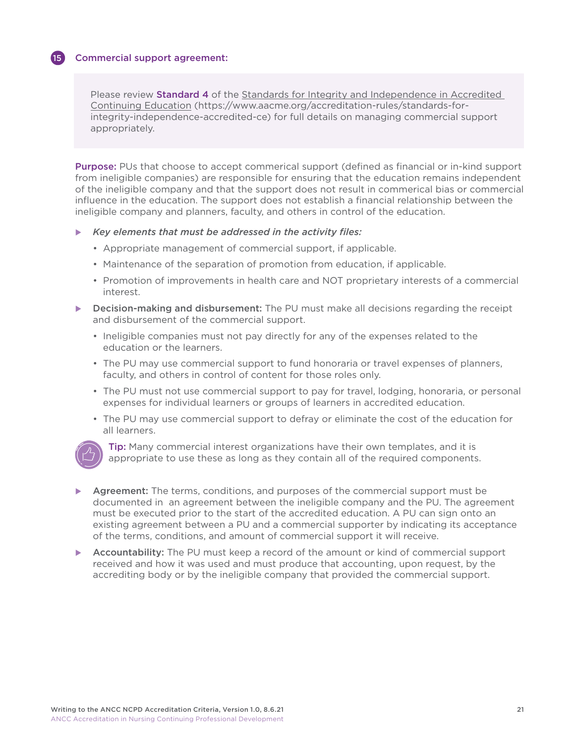## 15 Commercial support agreement:

> Please review **Standard 4** of the Standards for Integrity and Independence in Accredited Continuing Education (https://www.aacme.org/accreditation-rules/standards-for-integrity-independence-accredited-ce) for full details on managing commercial support appropriately.

**Purpose:** PUs that choose to accept commerical support (defined as financial or in-kind support from ineligible companies) are responsible for ensuring that the education remains independent of the ineligible company and that the support does not result in commerical bias or commercial influence in the education. The support does not establish a financial relationship between the ineligible company and planners, faculty, and others in control of the education.

- *Key elements that must be addressed in the activity files:*
  - Appropriate management of commercial support, if applicable.
  - Maintenance of the separation of promotion from education, if applicable.
  - Promotion of improvements in health care and NOT proprietary interests of a commercial interest.
- Decision-making and disbursement: The PU must make all decisions regarding the receipt and disbursement of the commercial support.
  - Ineligible companies must not pay directly for any of the expenses related to the education or the learners.
  - The PU may use commercial support to fund honoraria or travel expenses of planners, faculty, and others in control of content for those roles only.
  - The PU must not use commercial support to pay for travel, lodging, honoraria, or personal expenses for individual learners or groups of learners in accredited education.
  - The PU may use commercial support to defray or eliminate the cost of the education for all learners.

**Tip:** Many commercial interest organizations have their own templates, and it is appropriate to use these as long as they contain all of the required components.

- **Agreement:** The terms, conditions, and purposes of the commercial support must be documented in an agreement between the ineligible company and the PU. The agreement must be executed prior to the start of the accredited education. A PU can sign onto an existing agreement between a PU and a commercial supporter by indicating its acceptance of the terms, conditions, and amount of commercial support it will receive.
- **Accountability:** The PU must keep a record of the amount or kind of commercial support received and how it was used and must produce that accounting, upon request, by the accrediting body or by the ineligible company that provided the commercial support.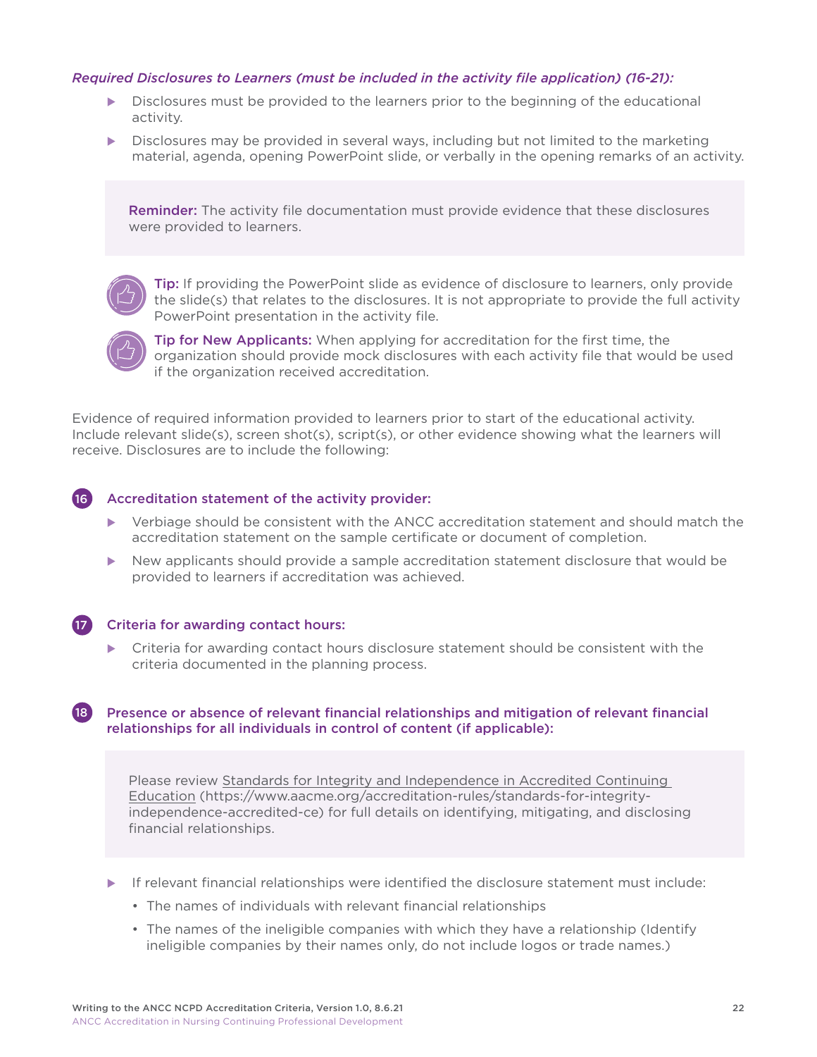*Required Disclosures to Learners (must be included in the activity file application) (16-21):*

- Disclosures must be provided to the learners prior to the beginning of the educational activity.
- Disclosures may be provided in several ways, including but not limited to the marketing material, agenda, opening PowerPoint slide, or verbally in the opening remarks of an activity.

> **Reminder:** The activity file documentation must provide evidence that these disclosures were provided to learners.

**Tip:** If providing the PowerPoint slide as evidence of disclosure to learners, only provide the slide(s) that relates to the disclosures. It is not appropriate to provide the full activity PowerPoint presentation in the activity file.

**Tip for New Applicants:** When applying for accreditation for the first time, the organization should provide mock disclosures with each activity file that would be used if the organization received accreditation.

Evidence of required information provided to learners prior to start of the educational activity. Include relevant slide(s), screen shot(s), script(s), or other evidence showing what the learners will receive. Disclosures are to include the following:

### 16 Accreditation statement of the activity provider:

- Verbiage should be consistent with the ANCC accreditation statement and should match the accreditation statement on the sample certificate or document of completion.
- New applicants should provide a sample accreditation statement disclosure that would be provided to learners if accreditation was achieved.

### 17 Criteria for awarding contact hours:

- Criteria for awarding contact hours disclosure statement should be consistent with the criteria documented in the planning process.

### 18 Presence or absence of relevant financial relationships and mitigation of relevant financial relationships for all individuals in control of content (if applicable):

> Please review Standards for Integrity and Independence in Accredited Continuing Education (https://www.accme.org/accreditation-rules/standards-for-integrity-independence-accredited-ce) for full details on identifying, mitigating, and disclosing financial relationships.

- If relevant financial relationships were identified the disclosure statement must include:
  - The names of individuals with relevant financial relationships
  - The names of the ineligible companies with which they have a relationship (Identify ineligible companies by their names only, do not include logos or trade names.)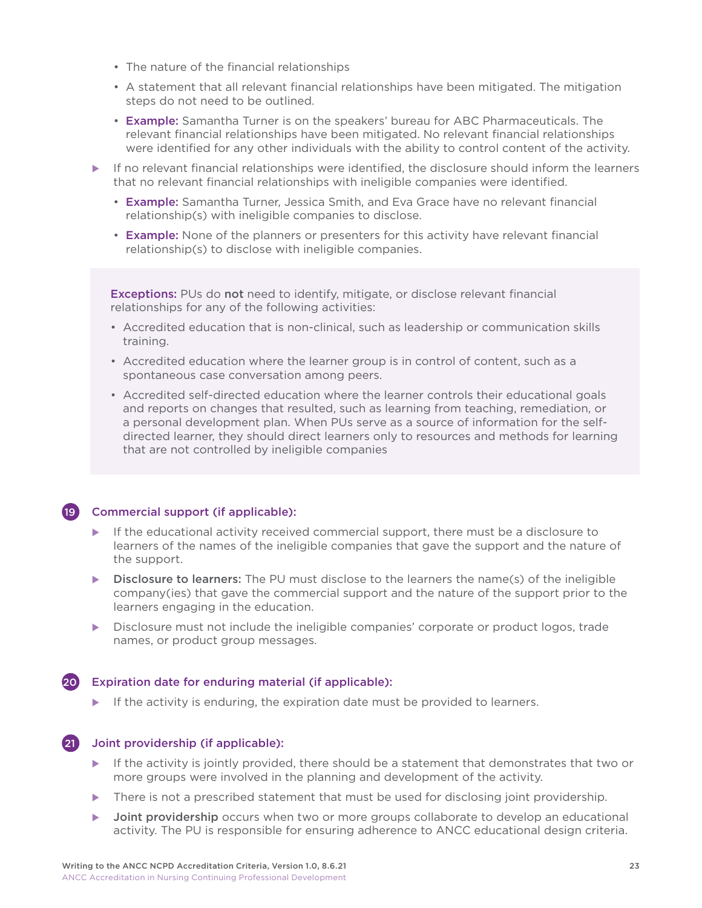- The nature of the financial relationships
- A statement that all relevant financial relationships have been mitigated. The mitigation steps do not need to be outlined.
- **Example:** Samantha Turner is on the speakers' bureau for ABC Pharmaceuticals. The relevant financial relationships have been mitigated. No relevant financial relationships were identified for any other individuals with the ability to control content of the activity.

- If no relevant financial relationships were identified, the disclosure should inform the learners that no relevant financial relationships with ineligible companies were identified.
  - **Example:** Samantha Turner, Jessica Smith, and Eva Grace have no relevant financial relationship(s) with ineligible companies to disclose.
  - **Example:** None of the planners or presenters for this activity have relevant financial relationship(s) to disclose with ineligible companies.

> **Exceptions:** PUs do **not** need to identify, mitigate, or disclose relevant financial relationships for any of the following activities:
>
> - Accredited education that is non-clinical, such as leadership or communication skills training.
> - Accredited education where the learner group is in control of content, such as a spontaneous case conversation among peers.
> - Accredited self-directed education where the learner controls their educational goals and reports on changes that resulted, such as learning from teaching, remediation, or a personal development plan. When PUs serve as a source of information for the self-directed learner, they should direct learners only to resources and methods for learning that are not controlled by ineligible companies

### 19 Commercial support (if applicable):

- If the educational activity received commercial support, there must be a disclosure to learners of the names of the ineligible companies that gave the support and the nature of the support.
- **Disclosure to learners:** The PU must disclose to the learners the name(s) of the ineligible company(ies) that gave the commercial support and the nature of the support prior to the learners engaging in the education.
- Disclosure must not include the ineligible companies' corporate or product logos, trade names, or product group messages.

### 20 Expiration date for enduring material (if applicable):

- If the activity is enduring, the expiration date must be provided to learners.

### 21 Joint providership (if applicable):

- If the activity is jointly provided, there should be a statement that demonstrates that two or more groups were involved in the planning and development of the activity.
- There is not a prescribed statement that must be used for disclosing joint providership.
- **Joint providership** occurs when two or more groups collaborate to develop an educational activity. The PU is responsible for ensuring adherence to ANCC educational design criteria.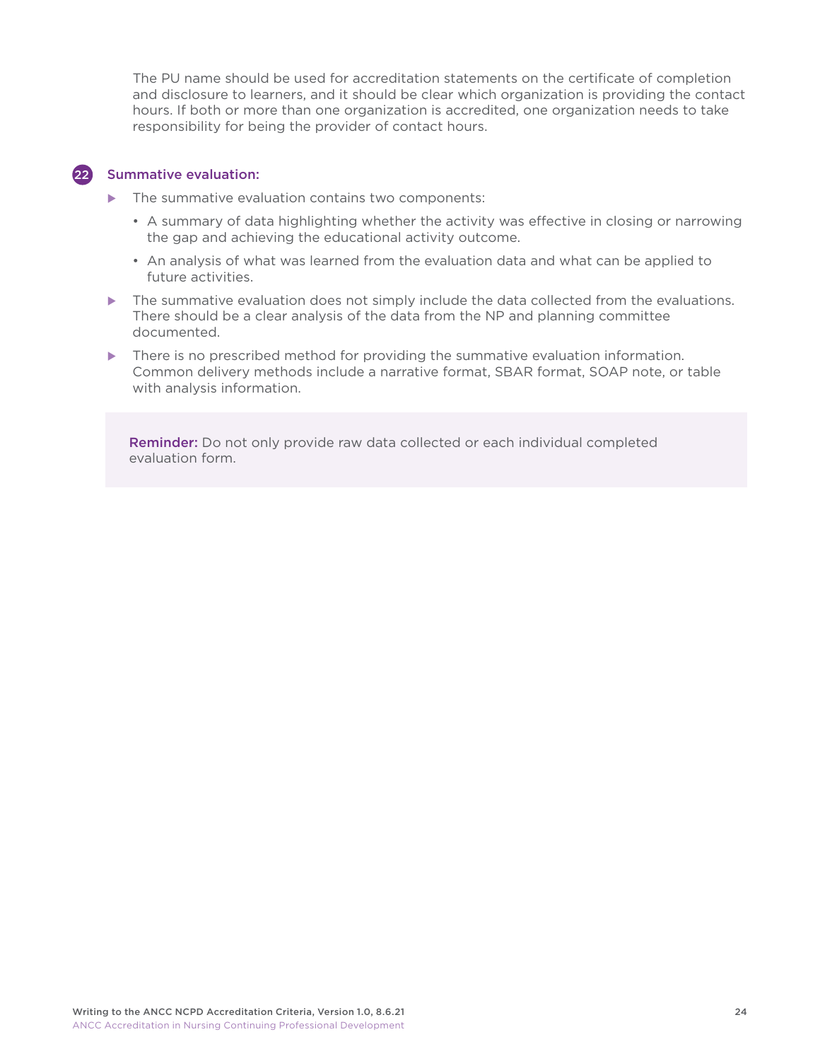The PU name should be used for accreditation statements on the certificate of completion and disclosure to learners, and it should be clear which organization is providing the contact hours. If both or more than one organization is accredited, one organization needs to take responsibility for being the provider of contact hours.

### 22 Summative evaluation:

- The summative evaluation contains two components:
  - A summary of data highlighting whether the activity was effective in closing or narrowing the gap and achieving the educational activity outcome.
  - An analysis of what was learned from the evaluation data and what can be applied to future activities.
- The summative evaluation does not simply include the data collected from the evaluations. There should be a clear analysis of the data from the NP and planning committee documented.
- There is no prescribed method for providing the summative evaluation information. Common delivery methods include a narrative format, SBAR format, SOAP note, or table with analysis information.

> **Reminder:** Do not only provide raw data collected or each individual completed evaluation form.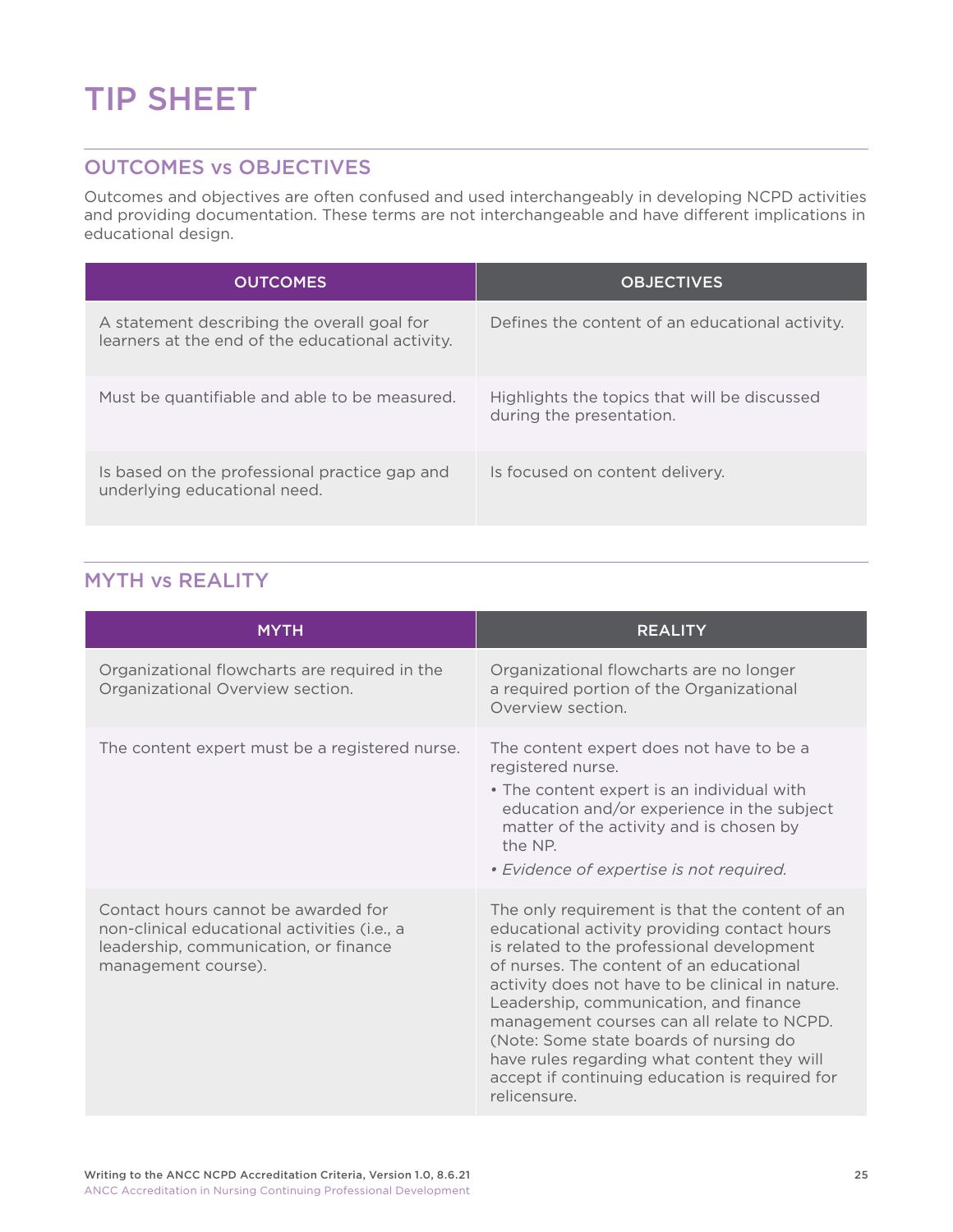# TIP SHEET

## OUTCOMES vs OBJECTIVES

Outcomes and objectives are often confused and used interchangeably in developing NCPD activities and providing documentation. These terms are not interchangeable and have different implications in educational design.

| OUTCOMES | OBJECTIVES |
|---|---|
| A statement describing the overall goal for learners at the end of the educational activity. | Defines the content of an educational activity. |
| Must be quantifiable and able to be measured. | Highlights the topics that will be discussed during the presentation. |
| Is based on the professional practice gap and underlying educational need. | Is focused on content delivery. |

## MYTH vs REALITY

| MYTH | REALITY |
|---|---|
| Organizational flowcharts are required in the Organizational Overview section. | Organizational flowcharts are no longer a required portion of the Organizational Overview section. |
| The content expert must be a registered nurse. | The content expert does not have to be a registered nurse.<br>• The content expert is an individual with education and/or experience in the subject matter of the activity and is chosen by the NP.<br>• *Evidence of expertise is not required.* |
| Contact hours cannot be awarded for non-clinical educational activities (i.e., a leadership, communication, or finance management course). | The only requirement is that the content of an educational activity providing contact hours is related to the professional development of nurses. The content of an educational activity does not have to be clinical in nature. Leadership, communication, and finance management courses can all relate to NCPD. (Note: Some state boards of nursing do have rules regarding what content they will accept if continuing education is required for relicensure. |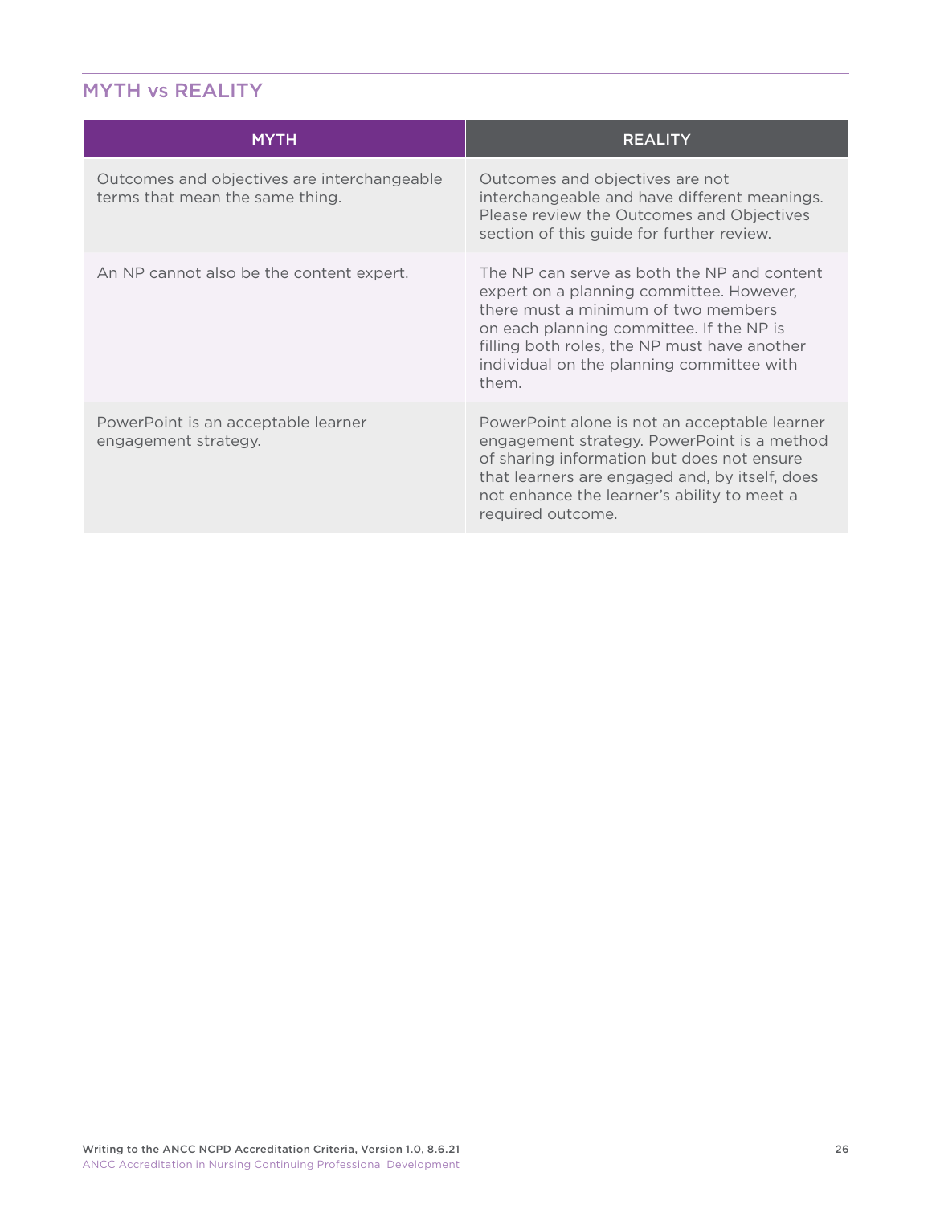## MYTH vs REALITY

| MYTH | REALITY |
| --- | --- |
| Outcomes and objectives are interchangeable terms that mean the same thing. | Outcomes and objectives are not interchangeable and have different meanings. Please review the Outcomes and Objectives section of this guide for further review. |
| An NP cannot also be the content expert. | The NP can serve as both the NP and content expert on a planning committee. However, there must a minimum of two members on each planning committee. If the NP is filling both roles, the NP must have another individual on the planning committee with them. |
| PowerPoint is an acceptable learner engagement strategy. | PowerPoint alone is not an acceptable learner engagement strategy. PowerPoint is a method of sharing information but does not ensure that learners are engaged and, by itself, does not enhance the learner's ability to meet a required outcome. |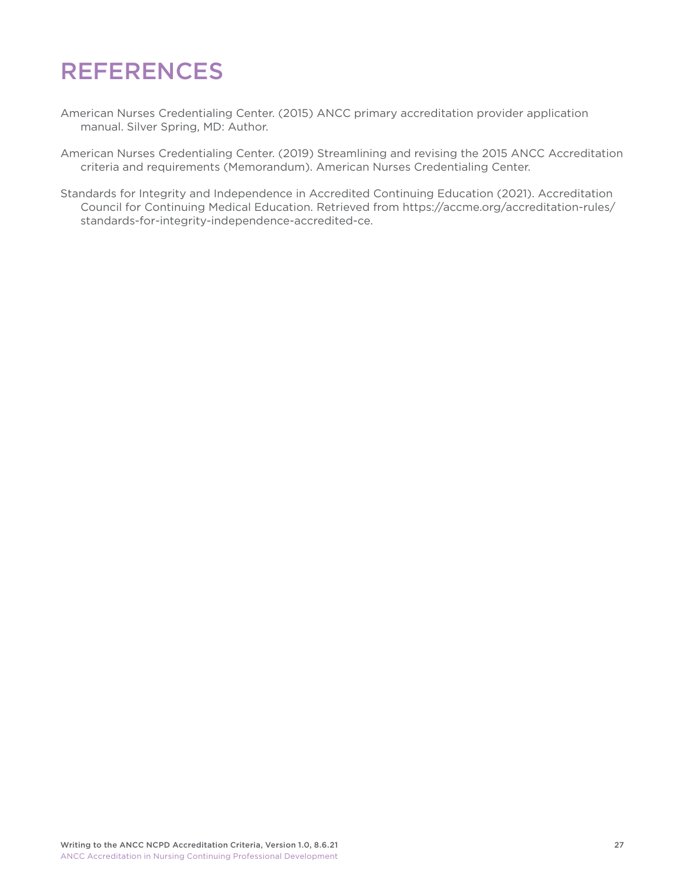# REFERENCES

American Nurses Credentialing Center. (2015) ANCC primary accreditation provider application manual. Silver Spring, MD: Author.

American Nurses Credentialing Center. (2019) Streamlining and revising the 2015 ANCC Accreditation criteria and requirements (Memorandum). American Nurses Credentialing Center.

Standards for Integrity and Independence in Accredited Continuing Education (2021). Accreditation Council for Continuing Medical Education. Retrieved from https://accme.org/accreditation-rules/standards-for-integrity-independence-accredited-ce.